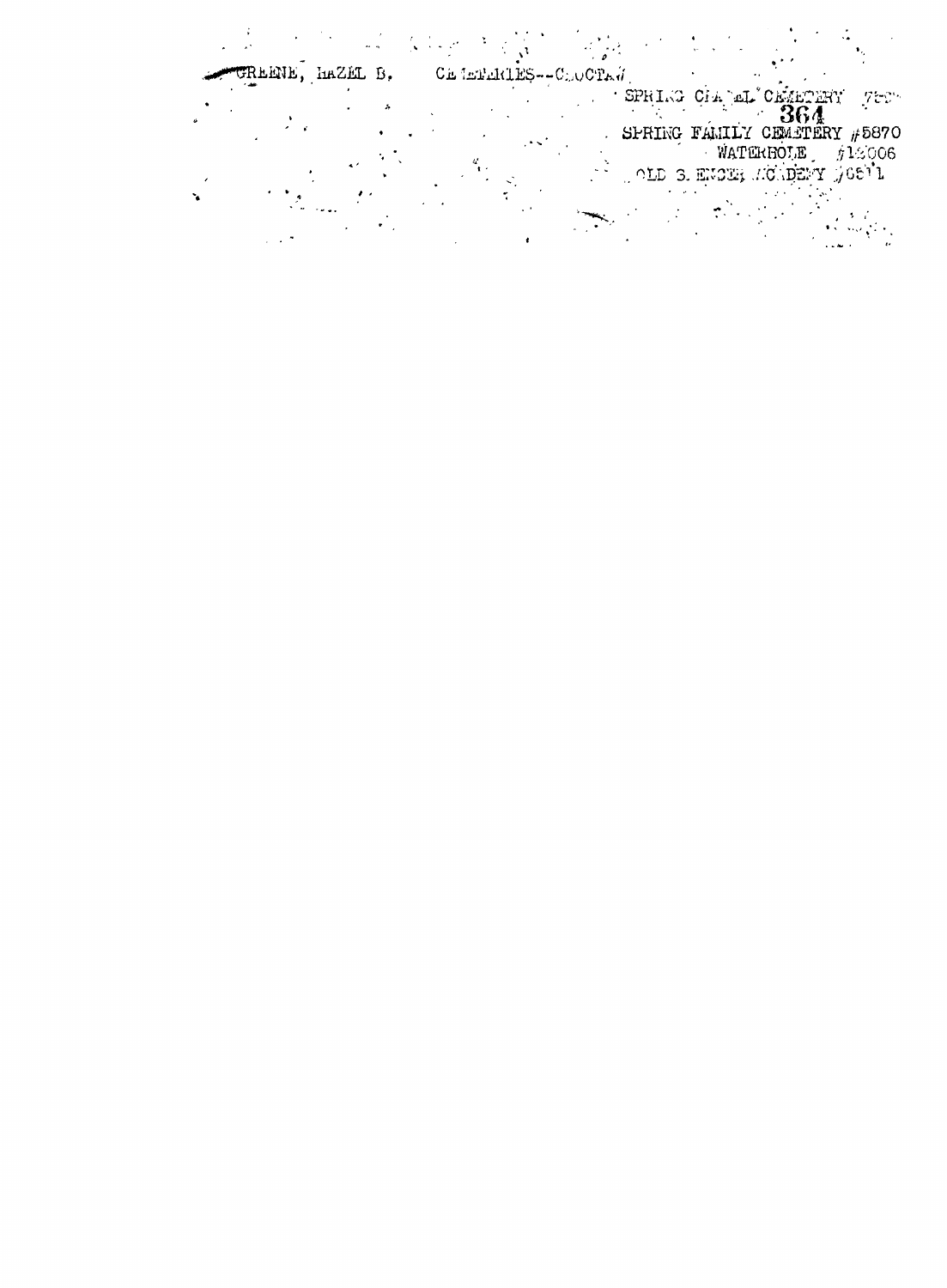GREENE, HAZEL B. CEMETERIES--CHOCTAW

SPRING CHAPEL CEMETERY 75??

364

SPRING FAMILY CEMETERY #5870

WATERHOLE #12006

OLD S. ENCE? ACADEMY #0511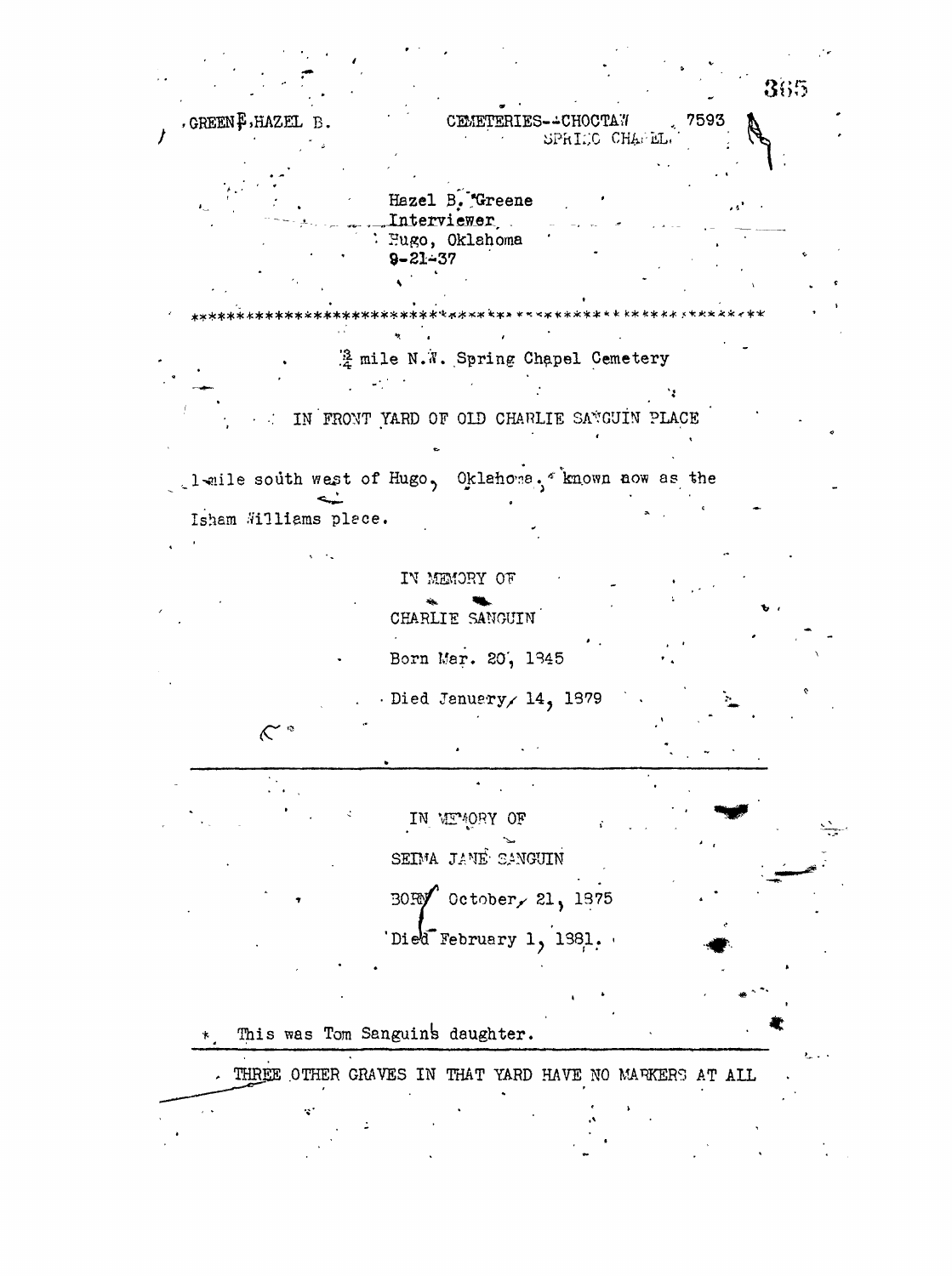GREENE, HAZEL B. CEMETERIES--CHOCTAW 7593
SPRING CHAPEL

Hazel B. Greene
Interviewer,
Hugo, Oklahoma
9-21-37

**********************************************************************

¾ mile N.W. Spring Chapel Cemetery

IN FRONT YARD OF OLD CHARLIE SANGUIN PLACE

1-mile south west of Hugo, Oklahoma, known now as the Isham Williams place.

IN MEMORY OF
CHARLIE SANGUIN
Born Mar. 20, 1845
Died January, 14, 1879

---

IN MEMORY OF
SELMA JANE SANGUIN
BORN October, 21, 1875
Died February 1, 1881.

* This was Tom Sanguin's daughter.

---

THREE OTHER GRAVES IN THAT YARD HAVE NO MARKERS AT ALL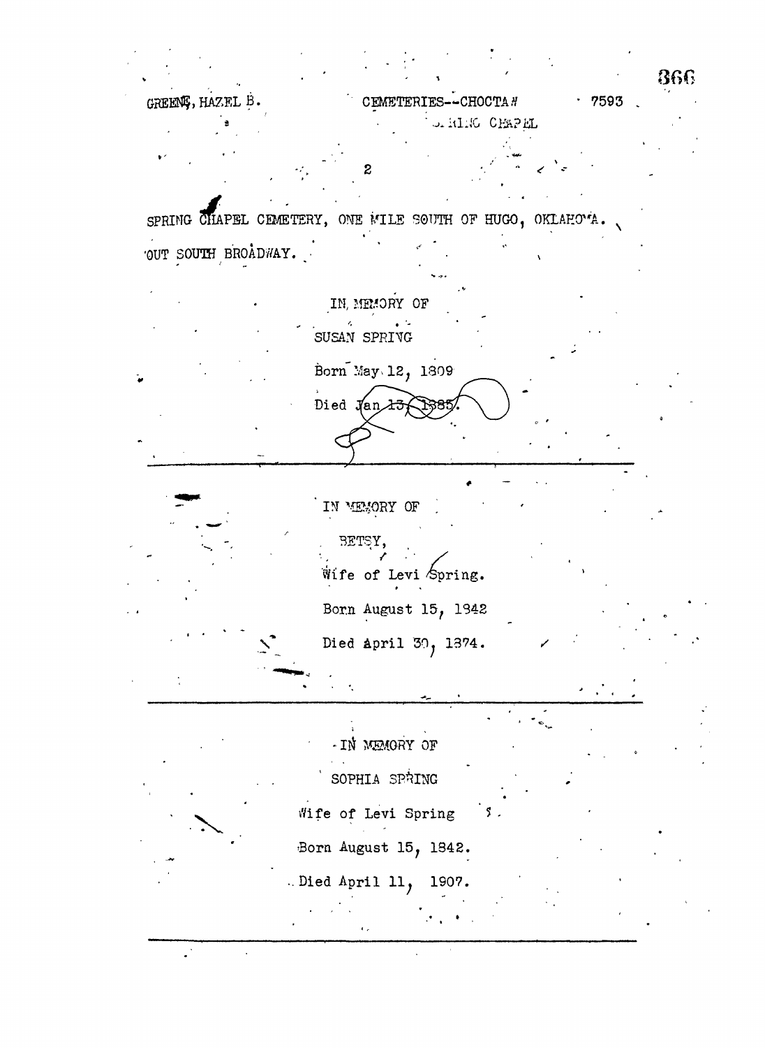SPRING CHAPEL CEMETERY, ONE MILE SOUTH OF HUGO, OKLAHOMA. OUT SOUTH BROADWAY.

IN MEMORY OF

SUSAN SPRING

Born May 12, 1809

Died Jan 13, 1885.

---

IN MEMORY OF

BETSY,

Wife of Levi Spring.

Born August 15, 1842

Died April 30, 1874.

---

IN MEMORY OF

SOPHIA SPRING

Wife of Levi Spring

Born August 15, 1842.

Died April 11, 1907.

---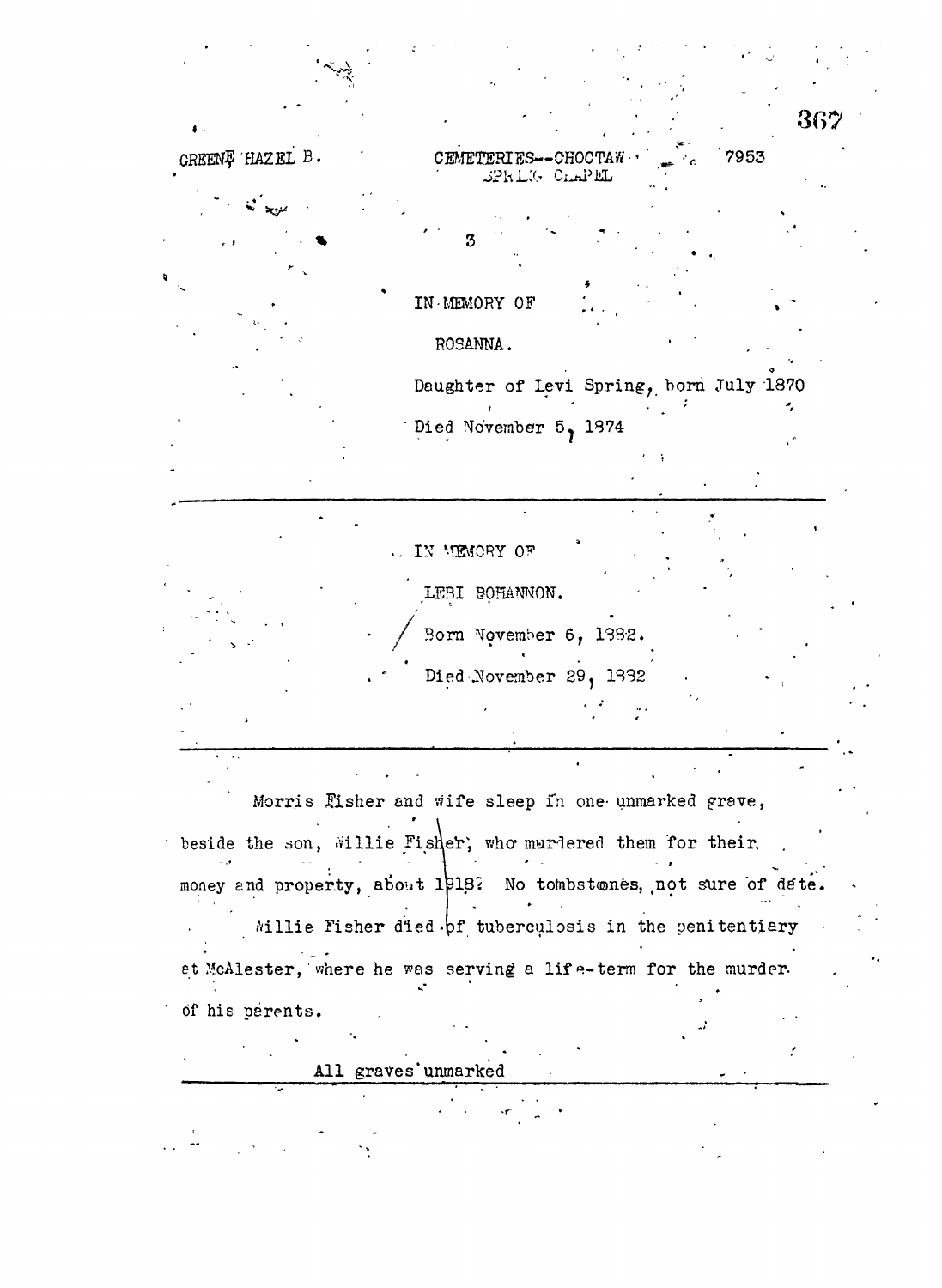GREENE HAZEL B.　　　　CEMETERIES--CHOCTAW　　　　7953

SPRING CHAPEL

3

IN MEMORY OF

ROSANNA.

Daughter of Levi Spring, born July 1870

Died November 5, 1874

---

IN MEMORY OF

LEBI BOHANNON.

Born November 6, 1882.

Died November 29, 1882

---

Morris Fisher and wife sleep in one unmarked grave, beside the son, Willie Fisher, who murdered them for their money and property, about 1918? No tombstones, not sure of date.

Willie Fisher died of tuberculosis in the penitentiary at McAlester, where he was serving a life-term for the murder of his parents.

All graves unmarked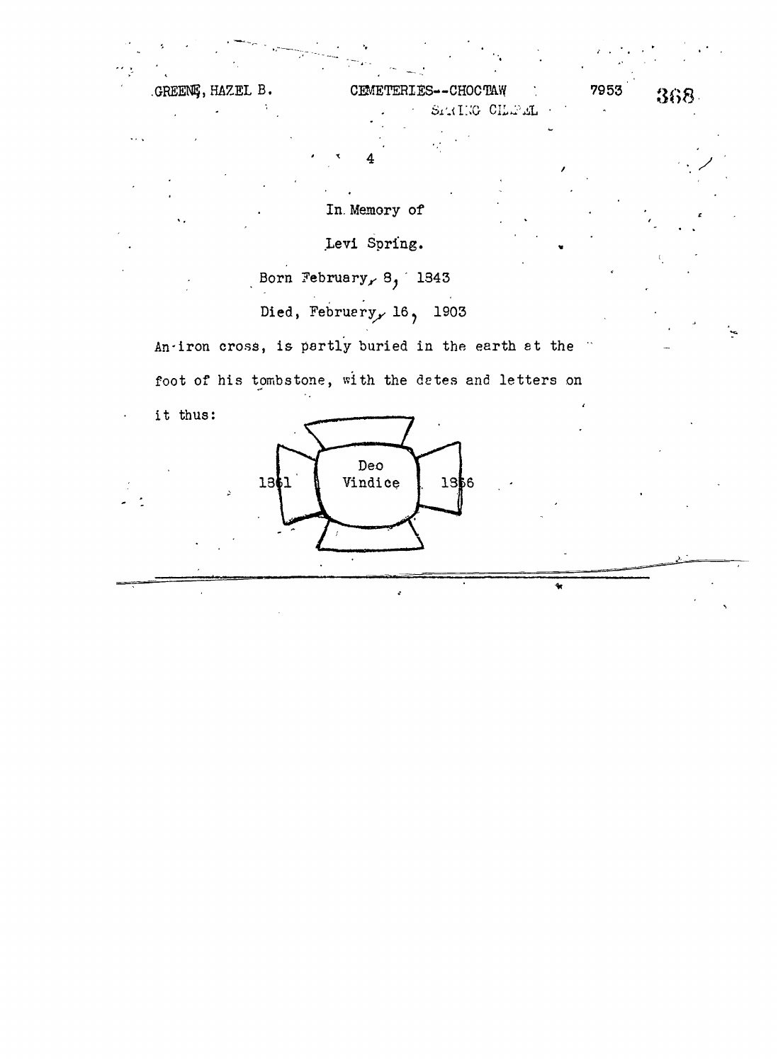In Memory of

Levi Spring.

Born February, 8, 1843

Died, February, 16, 1903

An iron cross, is partly buried in the earth at the foot of his tombstone, with the dates and letters on it thus:

1861 | Deo Vindice | 1866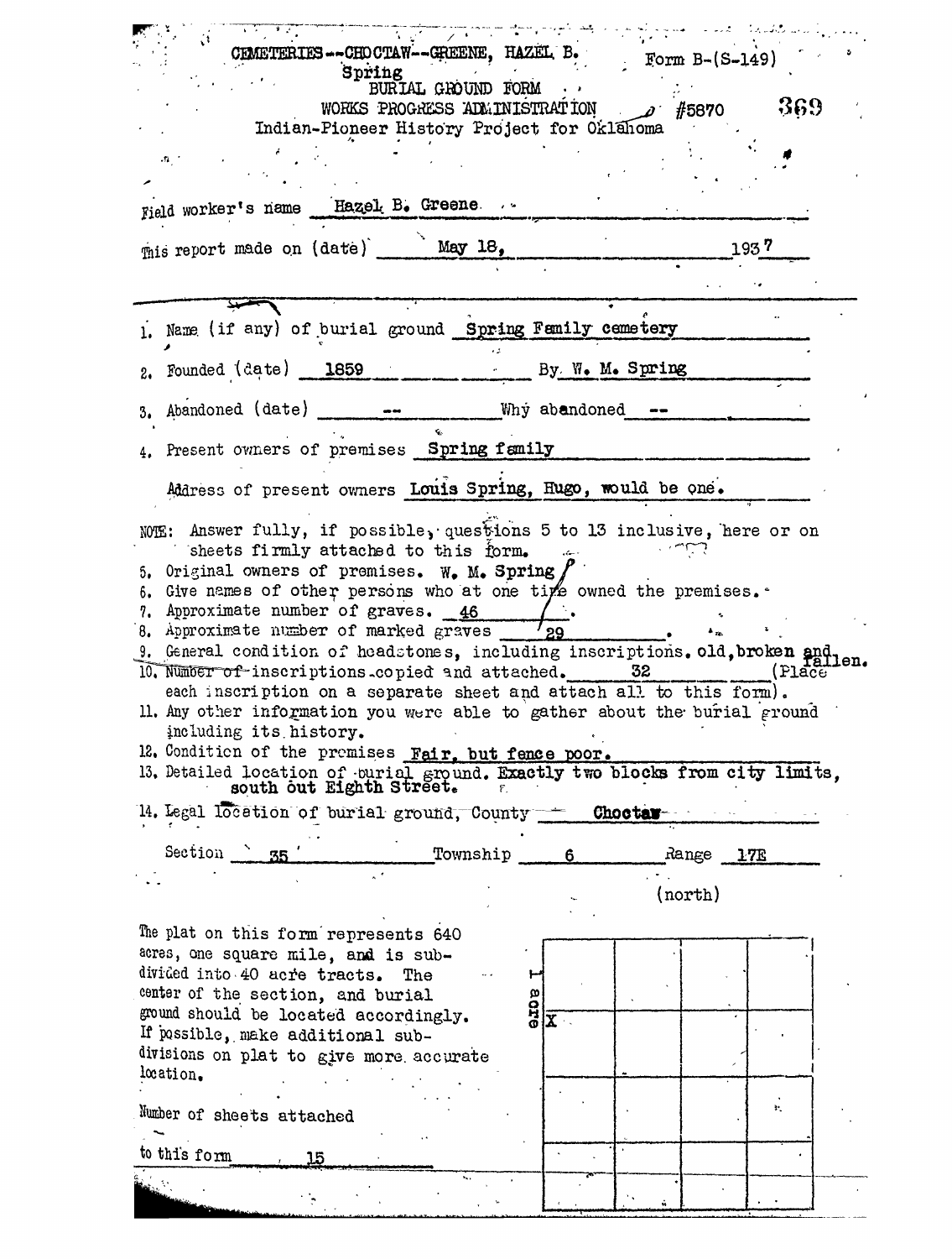CEMETERIES--CHOCTAW--GREENE, HAZEL B.
Spring

Form B-(S-149)

BURIAL GROUND FORM
WORKS PROGRESS ADMINISTRATION #5870 369
Indian-Pioneer History Project for Oklahoma

Field worker's name Hazel B. Greene

This report made on (date) May 18, 1937

1. Name (if any) of burial ground Spring Family cemetery
2. Founded (date) 1859 By W. M. Spring
3. Abandoned (date) -- Why abandoned --
4. Present owners of premises Spring family

   Address of present owners Louis Spring, Hugo, would be one.

NOTE: Answer fully, if possible, questions 5 to 13 inclusive, here or on sheets firmly attached to this form.

5. Original owners of premises. W. M. Spring
6. Give names of other persons who at one time owned the premises.
7. Approximate number of graves. 46
8. Approximate number of marked graves 29
9. General condition of headstones, including inscriptions. old, broken and fallen.
10. Number of inscriptions copied and attached. 32 (Place each inscription on a separate sheet and attach all to this form).
11. Any other information you were able to gather about the burial ground including its history.
12. Condition of the premises Fair, but fence poor.
13. Detailed location of burial ground. Exactly two blocks from city limits, south out Eighth Street.
14. Legal location of burial ground, County Choctaw

Section 35 Township 6 Range 17E

(north)

The plat on this form represents 640 acres, one square mile, and is subdivided into 40 acre tracts. The center of the section, and burial ground should be located accordingly. If possible, make additional subdivisions on plat to give more accurate location.

| 1 acre X | | | |
|---|---|---|---|
| | | | |
| | | | |
| | | | |

Number of sheets attached to this form 15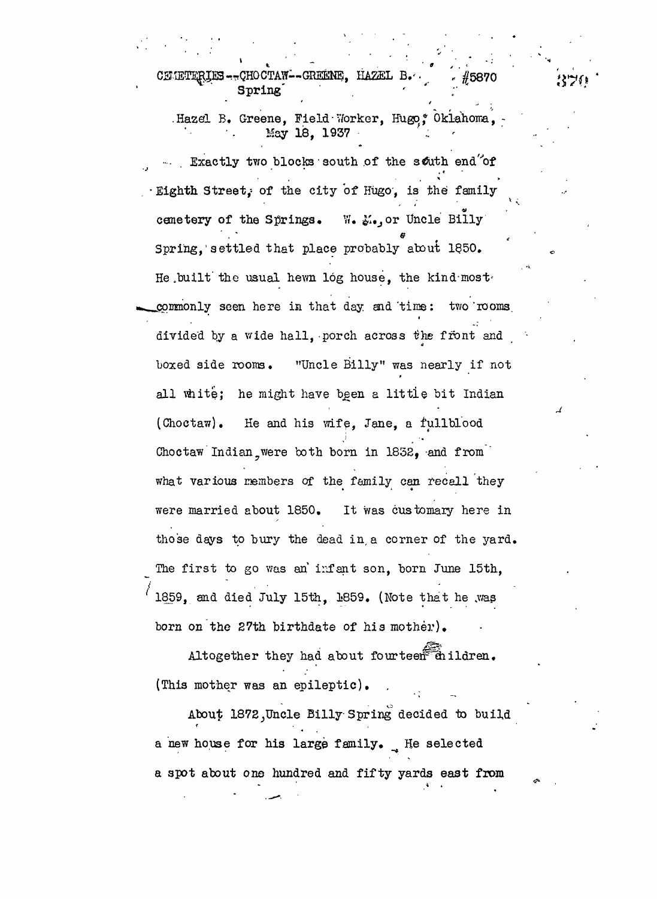CEMETERIES--CHOCTAW--GREENE, HAZEL B. #5870
Spring

Hazel B. Greene, Field Worker, Hugo, Oklahoma,
May 18, 1937

Exactly two blocks south of the south end of Eighth Street, of the city of Hugo, is the family cemetery of the Springs. W. M., or Uncle Billy Spring, settled that place probably about 1850. He built the usual hewn log house, the kind most commonly seen here in that day and time: two rooms divided by a wide hall, porch across the front and boxed side rooms. "Uncle Billy" was nearly if not all white; he might have been a little bit Indian (Choctaw). He and his wife, Jane, a fullblood Choctaw Indian, were both born in 1832, and from what various members of the family can recall they were married about 1850. It was customary here in those days to bury the dead in a corner of the yard. The first to go was an infant son, born June 15th, 1859, and died July 15th, 1859. (Note that he was born on the 27th birthdate of his mother).

Altogether they had about fourteen children. (This mother was an epileptic).

About 1872, Uncle Billy Spring decided to build a new house for his large family. He selected a spot about one hundred and fifty yards east from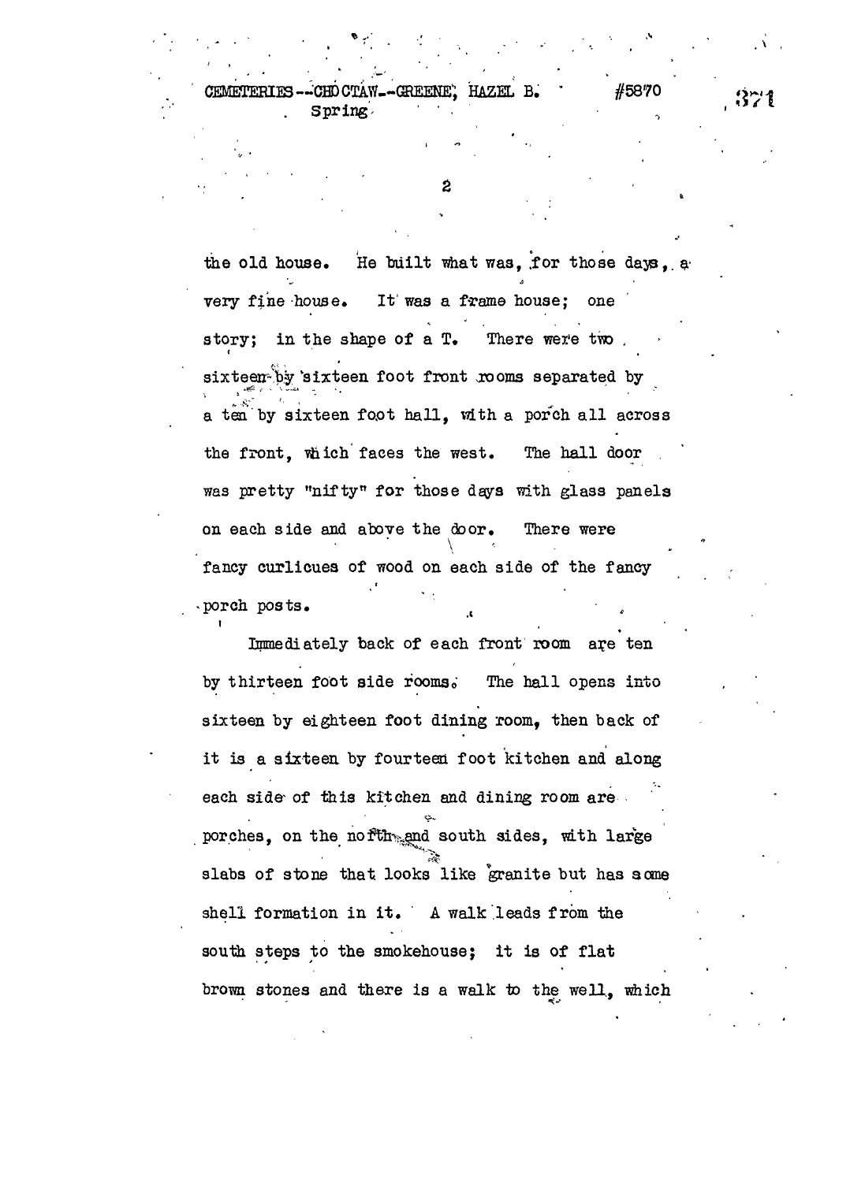the old house. He built what was, for those days, a very fine house. It was a frame house; one story; in the shape of a T. There were two sixteen by sixteen foot front rooms separated by a ten by sixteen foot hall, with a porch all across the front, which faces the west. The hall door was pretty "nifty" for those days with glass panels on each side and above the door. There were fancy curlicues of wood on each side of the fancy porch posts.

Immediately back of each front room are ten by thirteen foot side rooms. The hall opens into sixteen by eighteen foot dining room, then back of it is a sixteen by fourteen foot kitchen and along each side of this kitchen and dining room are porches, on the north and south sides, with large slabs of stone that looks like granite but has some shell formation in it. A walk leads from the south steps to the smokehouse; it is of flat brown stones and there is a walk to the well, which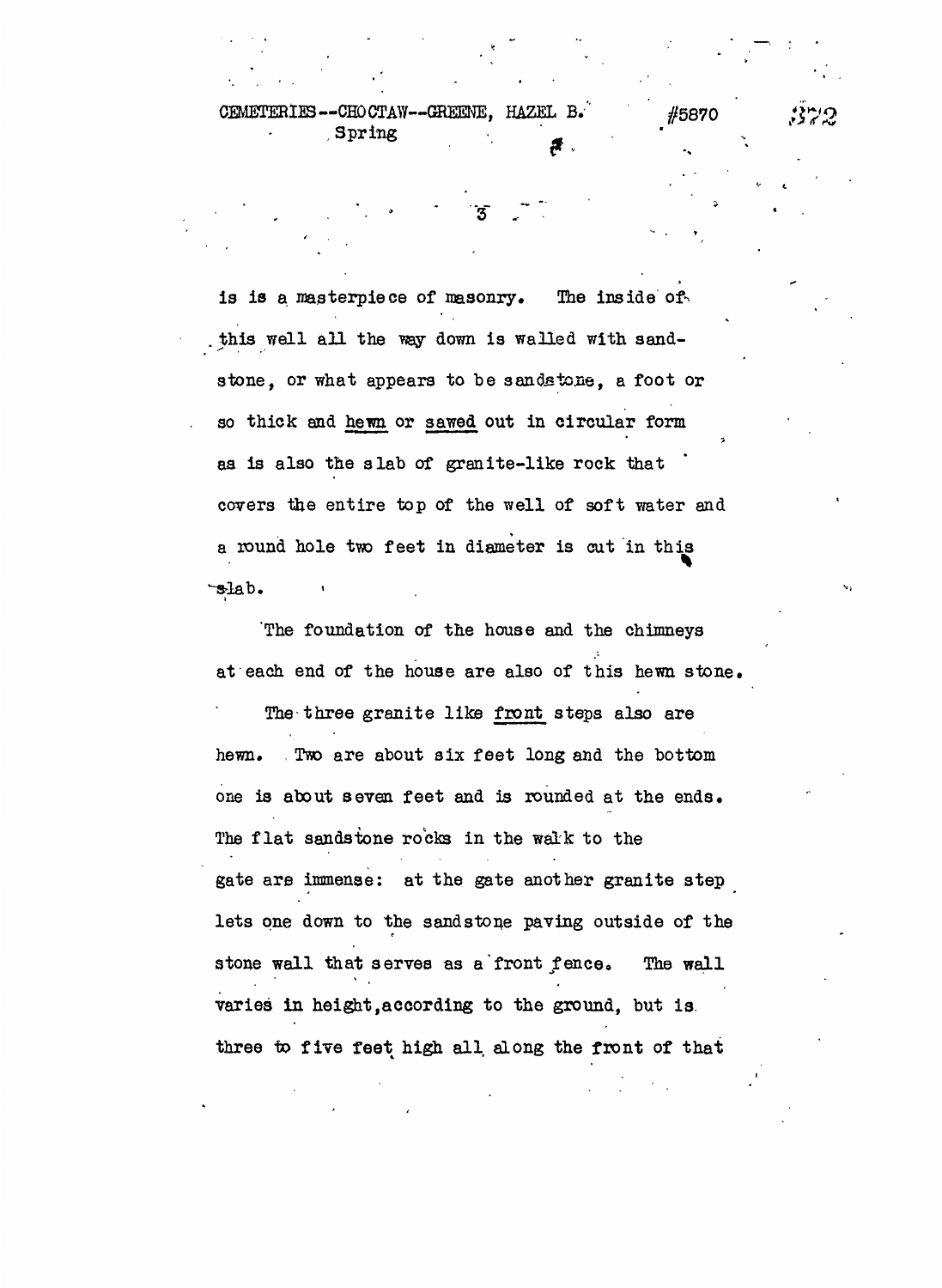is is a masterpiece of masonry. The inside of this well all the way down is walled with sandstone, or what appears to be sandstone, a foot or so thick and <u>hewn</u> or <u>sawed</u> out in circular form as is also the slab of granite-like rock that covers the entire top of the well of soft water and a round hole two feet in diameter is cut in this slab.

The foundation of the house and the chimneys at each end of the house are also of this hewn stone.

The three granite like <u>front</u> steps also are hewn. Two are about six feet long and the bottom one is about seven feet and is rounded at the ends. The flat sandstone rocks in the walk to the gate are immense: at the gate another granite step lets one down to the sandstone paving outside of the stone wall that serves as a front fence. The wall varies in height, according to the ground, but is three to five feet high all along the front of that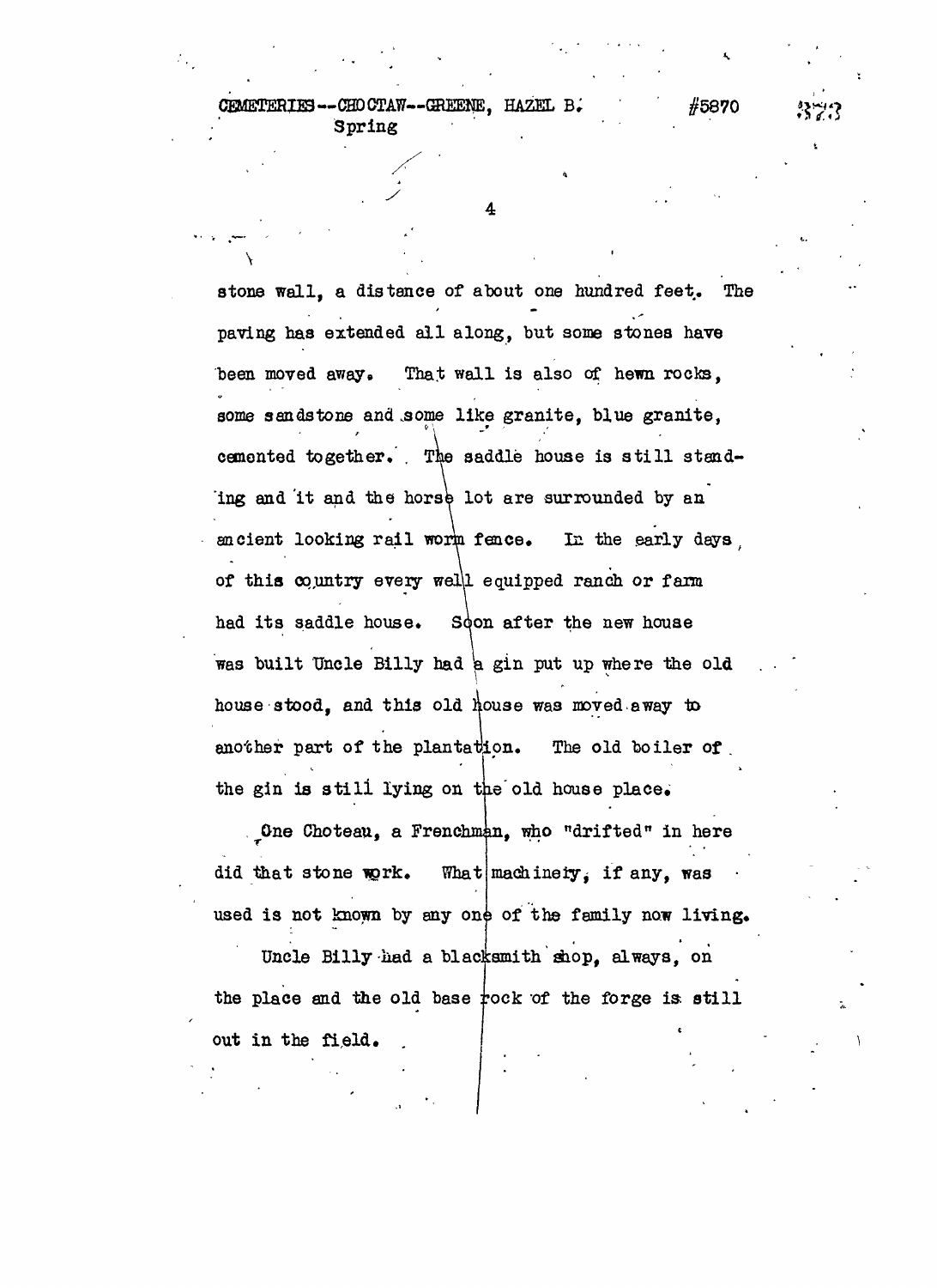stone wall, a distance of about one hundred feet. The paving has extended all along, but some stones have been moved away. That wall is also of hewn rocks, some sandstone and some like granite, blue granite, cemented together. The saddle house is still standing and it and the horse lot are surrounded by an ancient looking rail worm fence. In the early days of this country every well equipped ranch or farm had its saddle house. Soon after the new house was built Uncle Billy had a gin put up where the old house stood, and this old house was moved away to another part of the plantation. The old boiler of the gin is still lying on the old house place.

One Choteau, a Frenchman, who "drifted" in here did that stone work. What machinery, if any, was used is not known by any one of the family now living.

Uncle Billy had a blacksmith shop, always, on the place and the old base rock of the forge is still out in the field.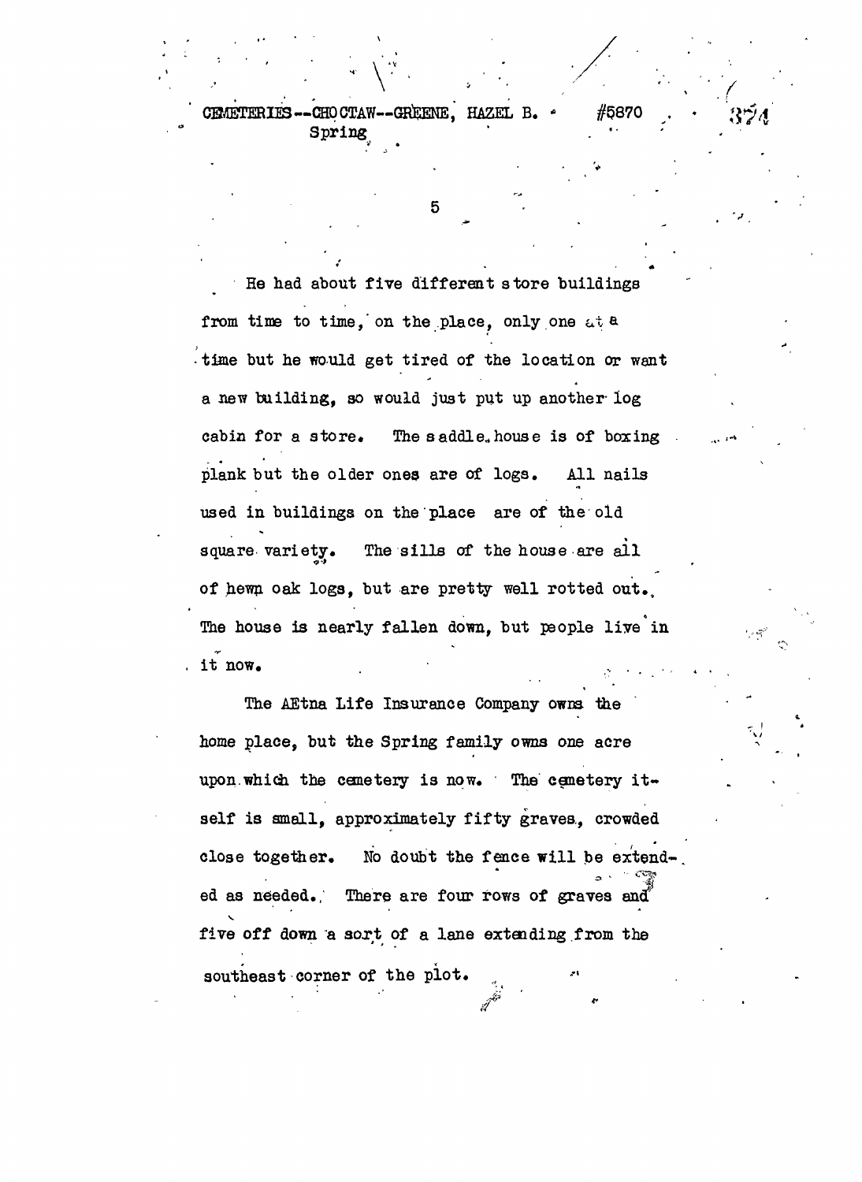He had about five different store buildings from time to time, on the place, only one at a time but he would get tired of the location or want a new building, so would just put up another log cabin for a store. The saddle house is of boxing plank but the older ones are of logs. All nails used in buildings on the place are of the old square variety. The sills of the house are all of hewn oak logs, but are pretty well rotted out. The house is nearly fallen down, but people live in it now.

The AEtna Life Insurance Company owns the home place, but the Spring family owns one acre upon which the cemetery is now. The cemetery itself is small, approximately fifty graves, crowded close together. No doubt the fence will be extended as needed. There are four rows of graves and five off down a sort of a lane extending from the southeast corner of the plot.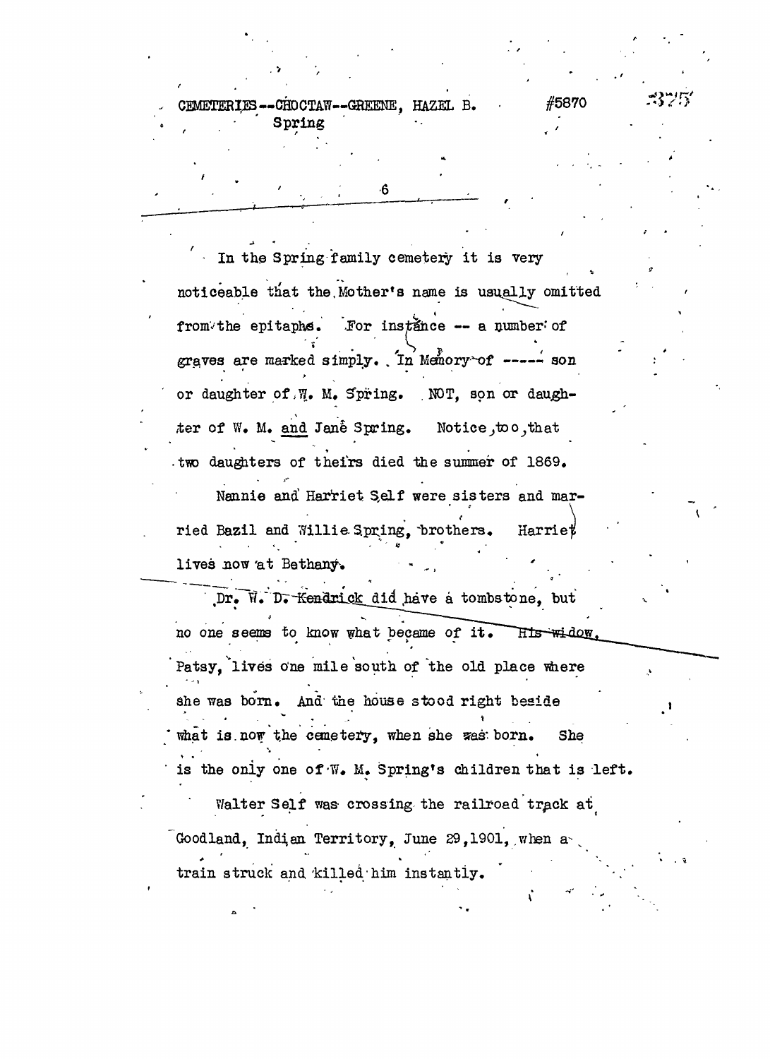In the Spring family cemetery it is very noticeable that the Mother's name is usually omitted from the epitaphs. For instance -- a number of graves are marked simply. In Memory of ----- son or daughter of W. M. Spring. NOT, son or daughter of W. M. and Jane Spring. Notice, too, that two daughters of theirs died the summer of 1869.

Nannie and Harriet Self were sisters and married Bazil and Willie Spring, brothers. Harriet lives now at Bethany.

Dr. W. D. Kendrick did have a tombstone, but no one seems to know what became of it. His widow, Patsy, lives one mile south of the old place where she was born. And the house stood right beside what is now the cemetery, when she was born. She is the only one of W. M. Spring's children that is left.

Walter Self was crossing the railroad track at Goodland, Indian Territory, June 29, 1901, when a train struck and killed him instantly.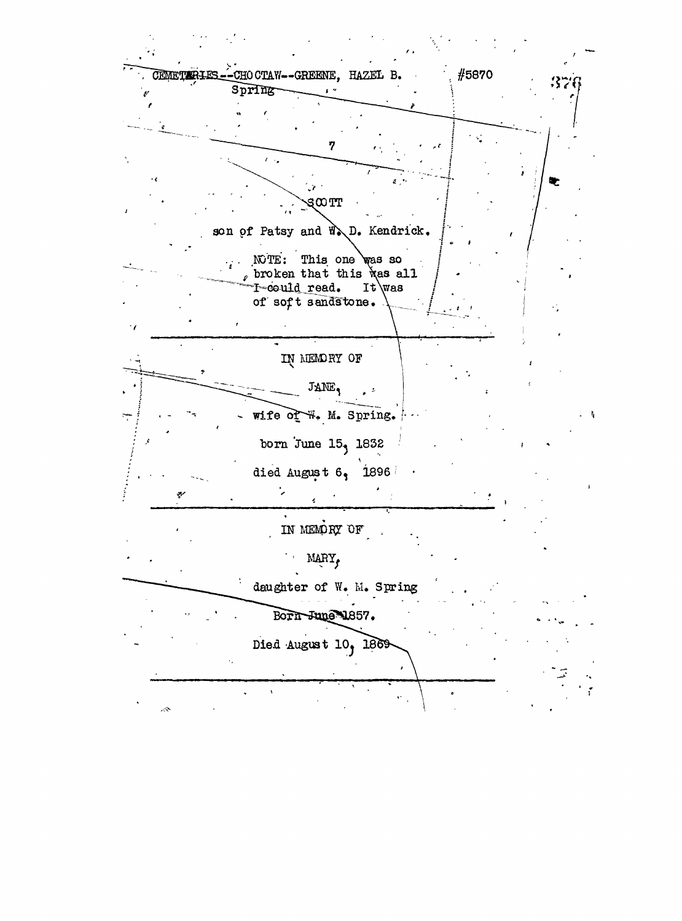CEMETERIES--CHOCTAW--GREENE, HAZEL B. #5870

Spring

7

SCOTT

son of Patsy and W. D. Kendrick.

NOTE: This one was so broken that this was all I could read. It was of soft sandstone.

---

IN MEMORY OF

JANE,

wife of W. M. Spring.

born June 15, 1832

died August 6, 1896

---

IN MEMORY OF

MARY,

daughter of W. M. Spring

Born June 1857.

Died August 10, 1869

---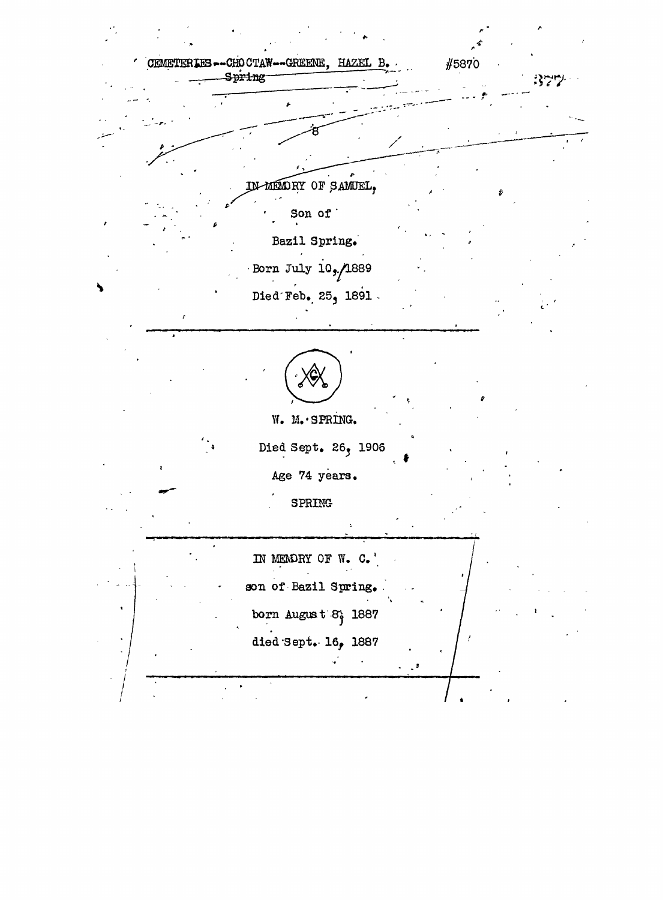CEMETERIES--CHOCTAW--GREENE, HAZEL B. #5870

Spring

8

IN MEMORY OF SAMUEL,

Son of

Bazil Spring.

Born July 10, 1889

Died Feb. 25, 1891

---

W. M. SPRING.

Died Sept. 26, 1906

Age 74 years.

SPRING

---

IN MEMORY OF W. C.

son of Bazil Spring.

born August 8, 1887

died Sept. 16, 1887

---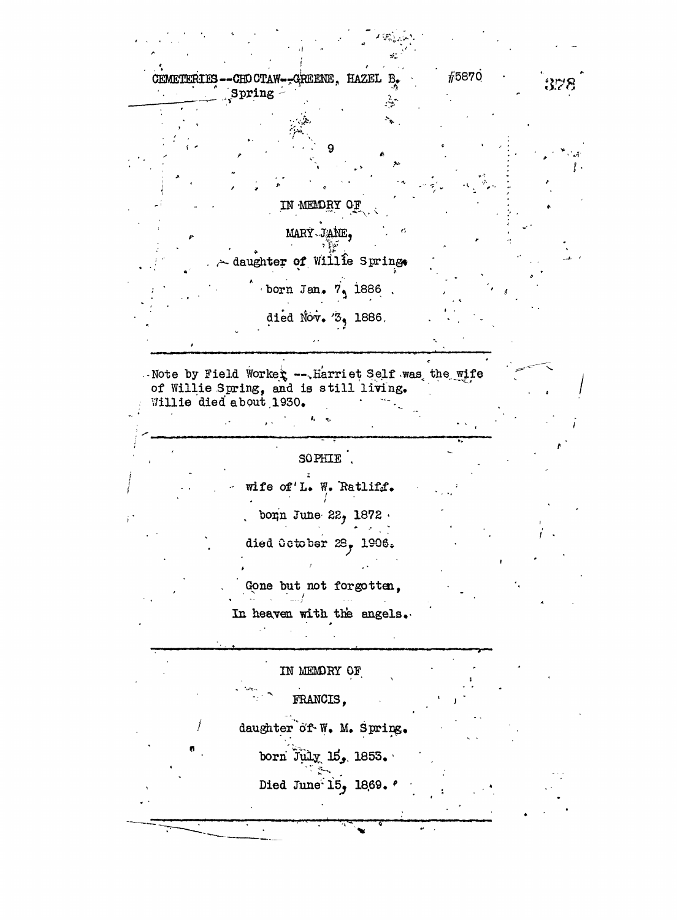CEMETERIES--CHOCTAW--GREENE, HAZEL B. #5870
Spring

9

IN MEMORY OF

MARY JANE,

daughter of Willie Spring.

born Jan. 7, 1886

died Nov. 3, 1886.

---

Note by Field Worker --Harriet Self was the wife of Willie Spring, and is still living. Willie died about 1930.

---

SOPHIE

wife of L. W. Ratliff.

born June 22, 1872

died October 28, 1906.

Gone but not forgotten,

In heaven with the angels.

---

IN MEMORY OF

FRANCIS,

daughter of W. M. Spring.

born July 15, 1853.

Died June 15, 1869.

---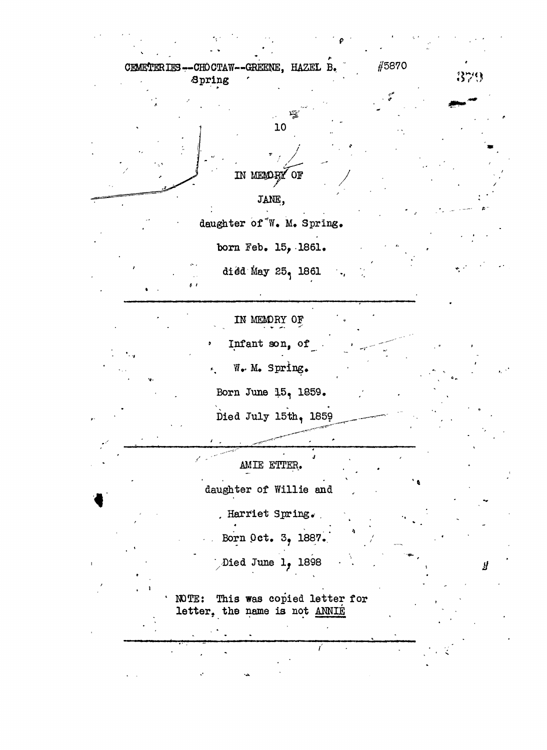CEMETERIES--CHOCTAW--GREENE, HAZEL B. #5870

Spring

10

IN MEMORY OF

JANE,

daughter of W. M. Spring.

born Feb. 15, 1861.

died May 25, 1861

---

IN MEMORY OF

Infant son, of

W. M. Spring.

Born June 15, 1859.

Died July 15th, 1859

---

AMIE ETTER.

daughter of Willie and

Harriet Spring.

Born Oct. 3, 1887.

Died June 1, 1898

NOTE: This was copied letter for letter, the name is not ANNIE

---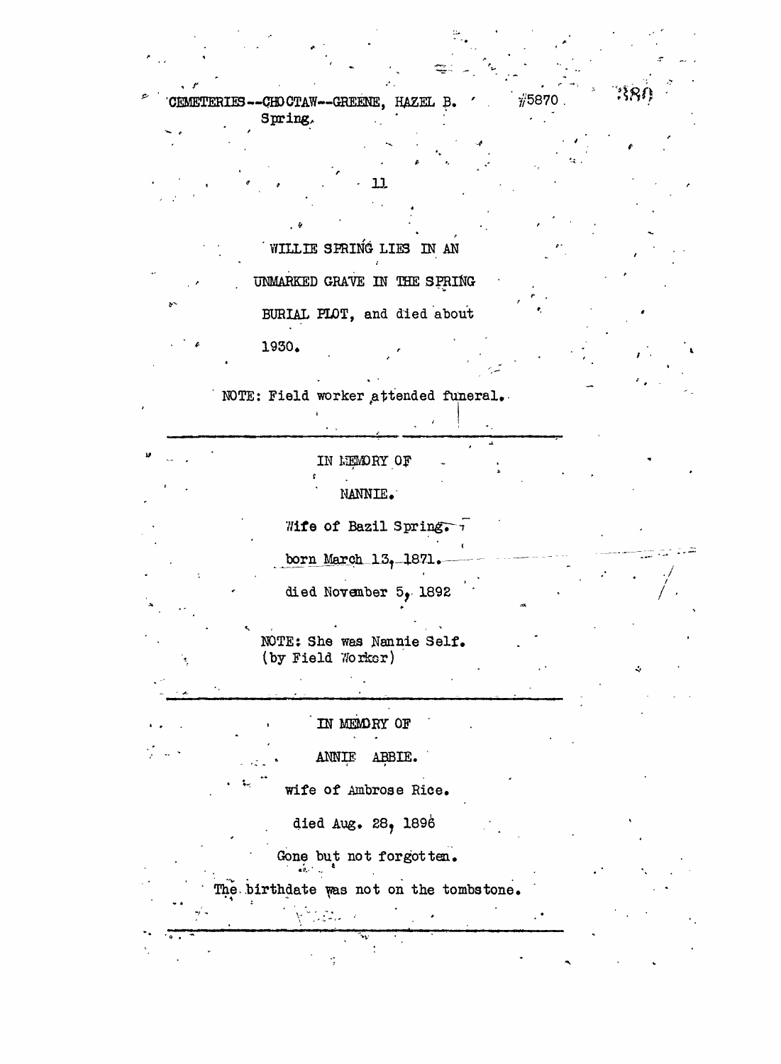CEMETERIES--CHOCTAW--GREENE, HAZEL B. #5870
Spring.

WILLIE SPRING LIES IN AN

UNMARKED GRAVE IN THE SPRING

BURIAL PLOT, and died about

1930.

NOTE: Field worker attended funeral.

---

IN MEMORY OF

NANNIE.

Wife of Bazil Spring.

born March 13, 1871.

died November 5, 1892

NOTE: She was Nannie Self.
(by Field Worker)

---

IN MEMORY OF

ANNIE ABBIE.

wife of Ambrose Rice.

died Aug. 28, 1896

Gone but not forgotten.

The birthdate was not on the tombstone.

---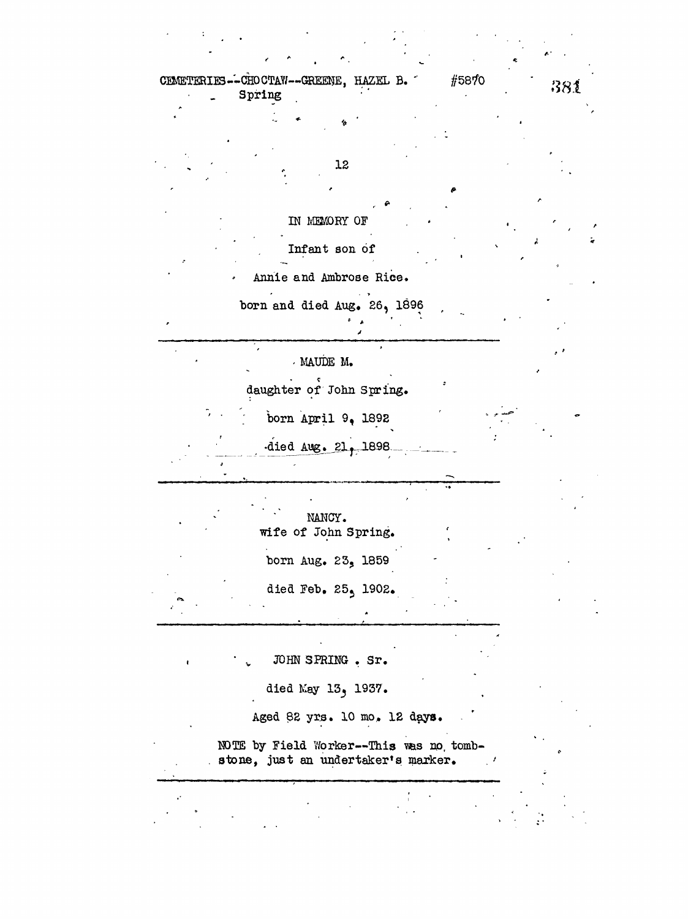CEMETERIES--CHOCTAW--GREENE, HAZEL B. #5870

Spring

12

IN MEMORY OF

Infant son of

Annie and Ambrose Rice.

born and died Aug. 26, 1896

---

MAUDE M.

daughter of John Spring.

born April 9, 1892

died Aug. 21, 1898

---

NANCY.

wife of John Spring.

born Aug. 23, 1859

died Feb. 25, 1902.

---

JOHN SPRING . Sr.

died May 13, 1937.

Aged 82 yrs. 10 mo. 12 days.

NOTE by Field Worker--This was no tombstone, just an undertaker's marker.

---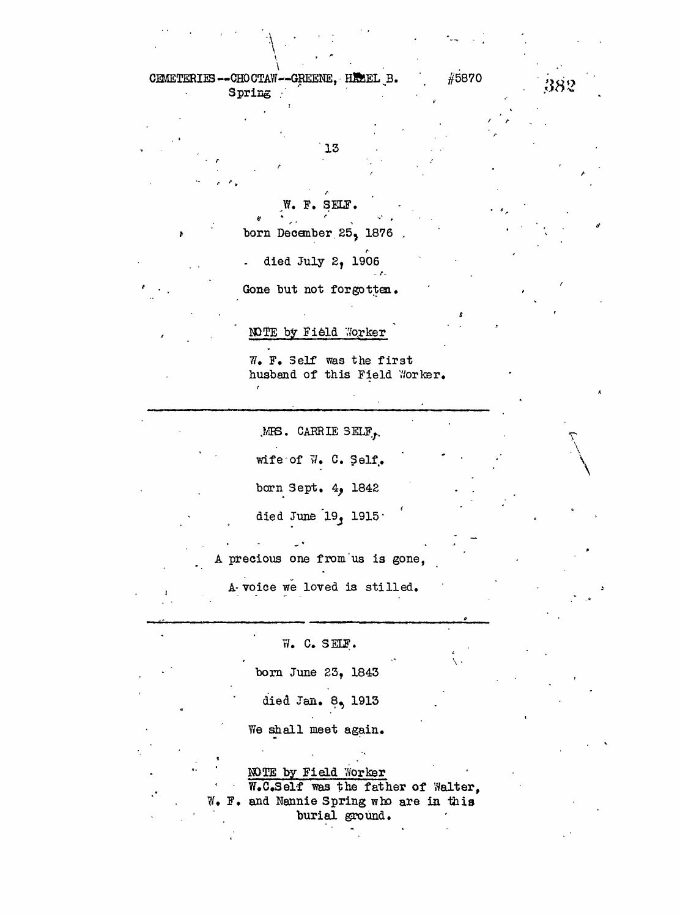CEMETERIES--CHOCTAW--GREENE, HAZEL B. #5870
Spring

13

W. F. SELF.

born December 25, 1876

died July 2, 1906

Gone but not forgotten.

NOTE by Field Worker

W. F. Self was the first husband of this Field Worker.

---

MRS. CARRIE SELF,

wife of W. C. Self.

born Sept. 4, 1842

died June 19, 1915

A precious one from us is gone,

A voice we loved is stilled.

---

W. C. SELF.

born June 23, 1843

died Jan. 8, 1913

We shall meet again.

NOTE by Field Worker

W.C.Self was the father of Walter, W. F. and Nannie Spring who are in this burial ground.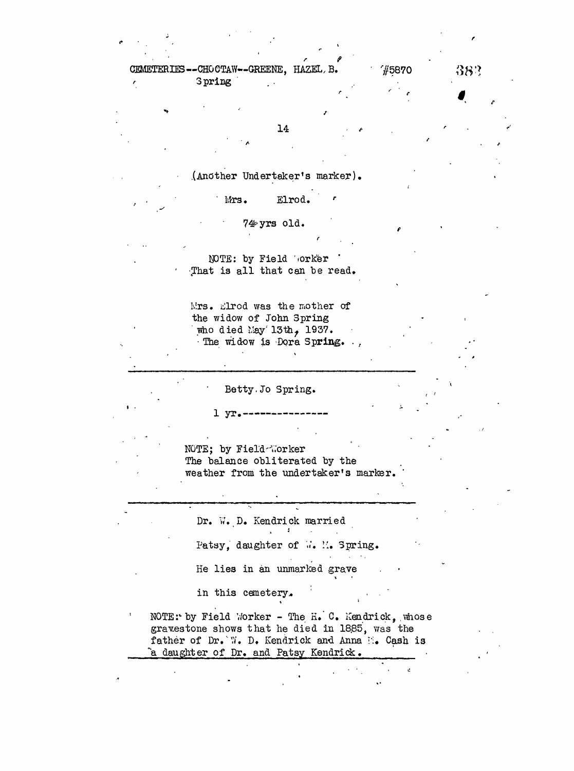CEMETERIES--CHOCTAW--GREENE, HAZEL B. #5870
Spring

14

(Another Undertaker's marker).

Mrs. Elrod.

74 yrs old.

NOTE: by Field Worker
That is all that can be read.

Mrs. Elrod was the mother of
the widow of John Spring
who died May 13th, 1937.
The widow is Dora Spring.

---

Betty Jo Spring.

1 yr.----------------

NOTE; by Field Worker
The balance obliterated by the
weather from the undertaker's marker.

---

Dr. W. D. Kendrick married

Patsy, daughter of W. M. Spring.

He lies in an unmarked grave

in this cemetery.

NOTE: by Field Worker - The H. C. Kendrick, whose
gravestone shows that he died in 1885, was the
father of Dr. W. D. Kendrick and Anna M. Cash is
a daughter of Dr. and Patsy Kendrick.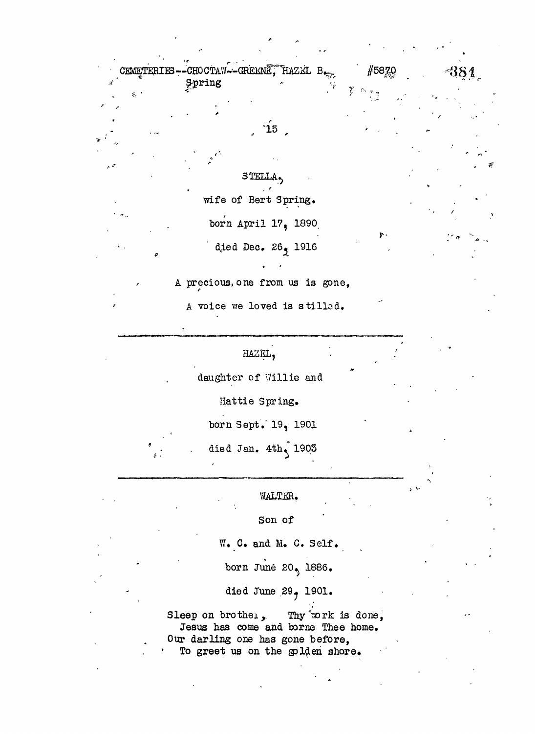CEMETERIES--CHOCTAW--GREENE, HAZEL B. Spring #5870

15

STELLA,

wife of Bert Spring.

born April 17, 1890

died Dec. 26, 1916

A precious one from us is gone,

A voice we loved is stilled.

---

HAZEL,

daughter of Willie and

Hattie Spring.

born Sept. 19, 1901

died Jan. 4th, 1903

---

WALTER.

Son of

W. C. and M. C. Self.

born June 20, 1886.

died June 29, 1901.

Sleep on brother, Thy work is done,
Jesus has come and borne Thee home.
Our darling one has gone before,
To greet us on the golden shore.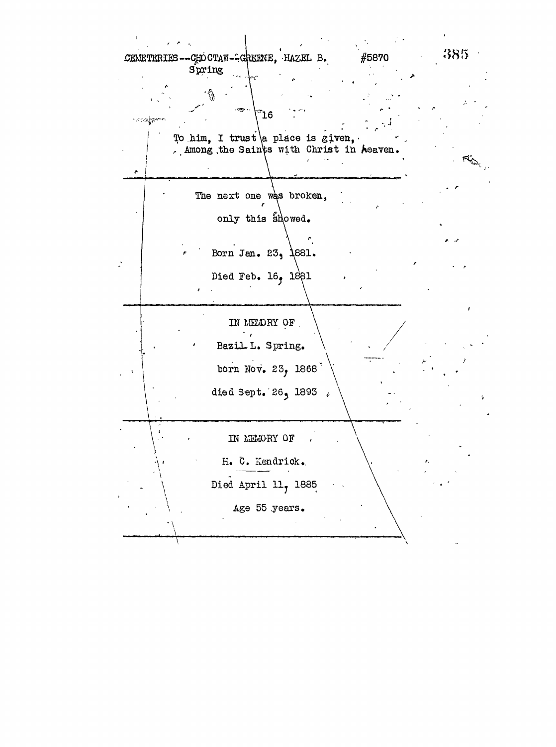CEMETERIES--CHOCTAW--GREENE, HAZEL B. #5870
Spring

16

To him, I trust a place is given,
Among the Saints with Christ in Heaven.

---

The next one was broken,

only this showed.

Born Jan. 23, 1881.

Died Feb. 16, 1881

---

IN MEMORY OF

Bazil L. Spring.

born Nov. 23, 1868

died Sept. 26, 1893

---

IN MEMORY OF

H. C. Kendrick.

Died April 11, 1885

Age 55 years.

---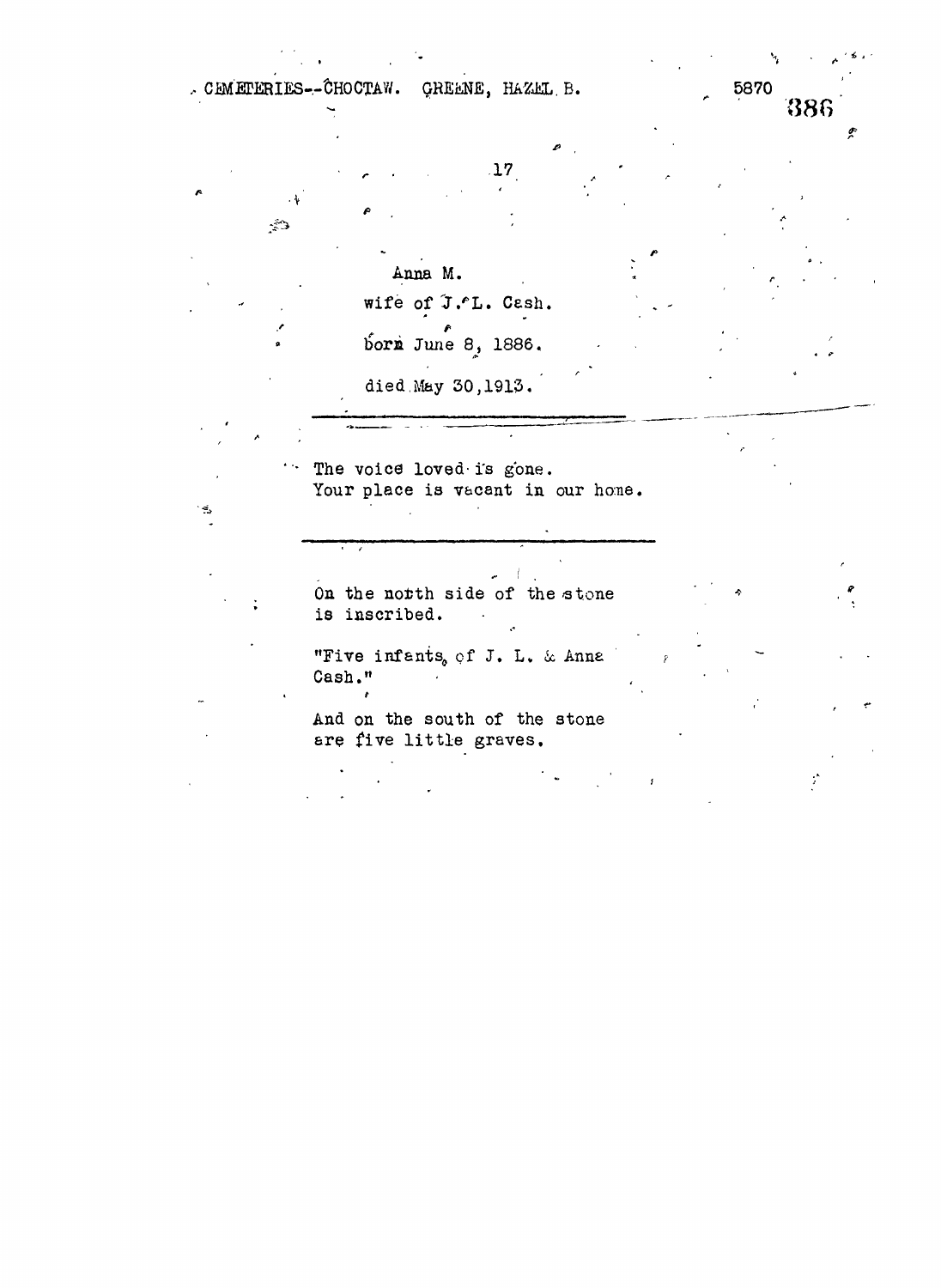Anna M.

wife of J. L. Cash.

born June 8, 1886.

died May 30,1913.

---

The voice loved is gone.
Your place is vacant in our home.

---

On the north side of the stone
is inscribed.

"Five infants, of J. L. & Anna
Cash."

And on the south of the stone
are five little graves.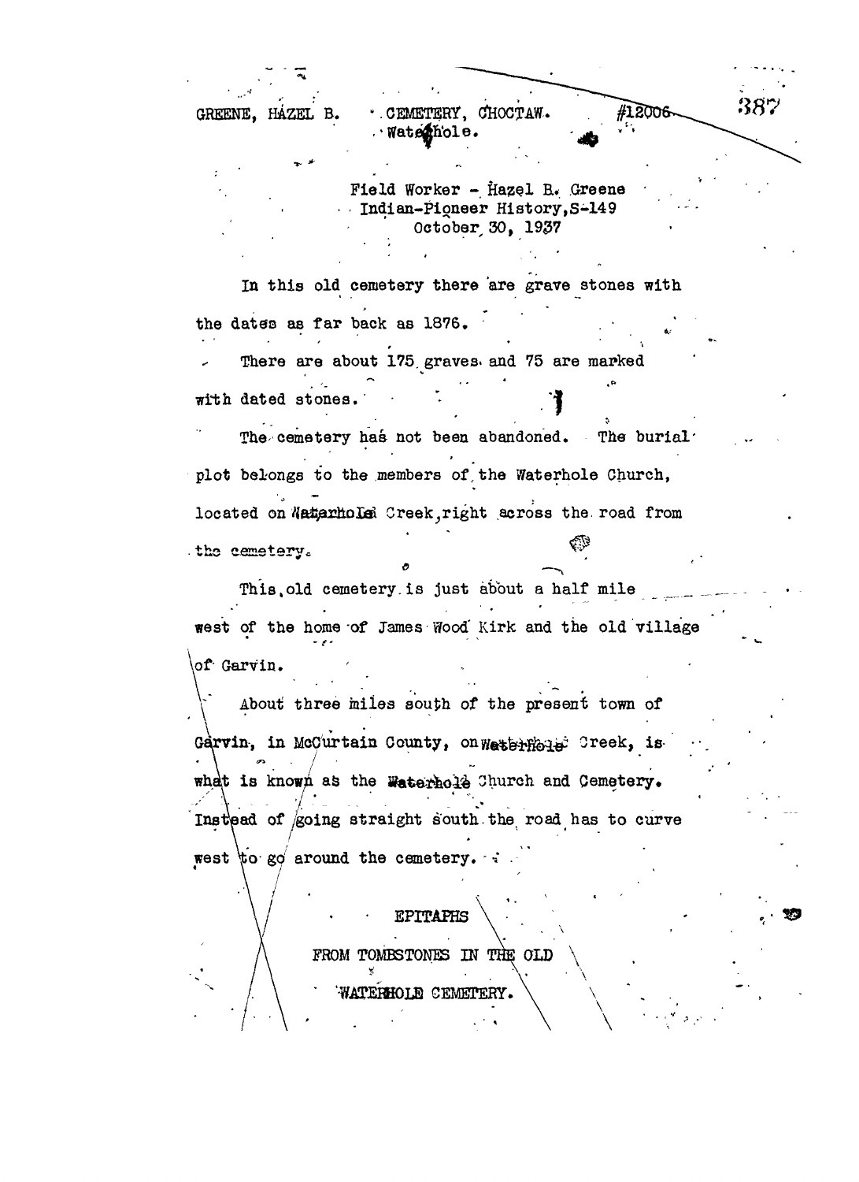GREENE, HAZEL B.  CEMETERY, CHOCTAW. Waterhole.  #12006

Field Worker - Hazel B. Greene
Indian-Pioneer History, S-149
October 30, 1937

In this old cemetery there are grave stones with the dates as far back as 1876.

There are about 175 graves and 75 are marked with dated stones.

The cemetery has not been abandoned. The burial plot belongs to the members of the Waterhole Church, located on Waterhole Creek, right across the road from the cemetery.

This old cemetery is just about a half mile west of the home of James Wood Kirk and the old village of Garvin.

About three miles south of the present town of Garvin, in McCurtain County, on Waterhole Creek, is what is known as the Waterhole Church and Cemetery. Instead of going straight south the road has to curve west to go around the cemetery.

EPITAPHS

FROM TOMBSTONES IN THE OLD

WATERHOLE CEMETERY.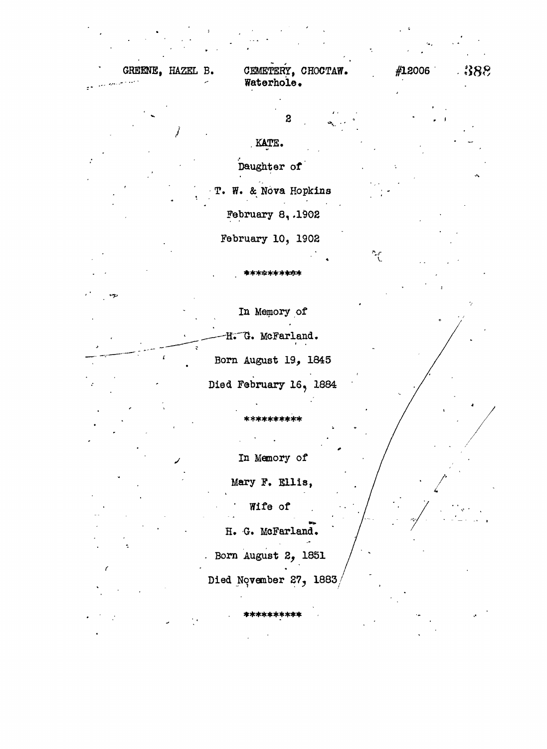GREENE, HAZEL B. CEMETERY, CHOCTAW. #12006
Waterhole.

KATE.

Daughter of

T. W. & Nova Hopkins

February 8, 1902

February 10, 1902

**********

In Memory of

H. G. McFarland.

Born August 19, 1845

Died February 16, 1884

**********

In Memory of

Mary F. Ellis,

Wife of

H. G. McFarland.

Born August 2, 1851

Died November 27, 1883

**********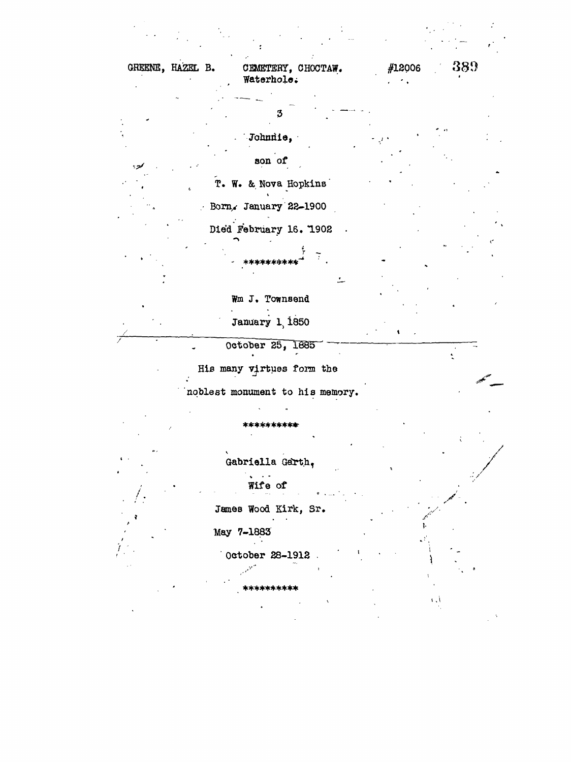GREENE, HAZEL B. CEMETERY, CHOCTAW. #12006
Waterhole.

3

Johnnie,

son of

T. W. & Nova Hopkins

Born, January 22-1900

Died February 16. 1902

**********

Wm J. Townsend

January 1, 1850

October 25, 1885

His many virtues form the

noblest monument to his memory.

**********

Gabriella Garth,

Wife of

James Wood Kirk, Sr.

May 7-1883

October 28-1912

**********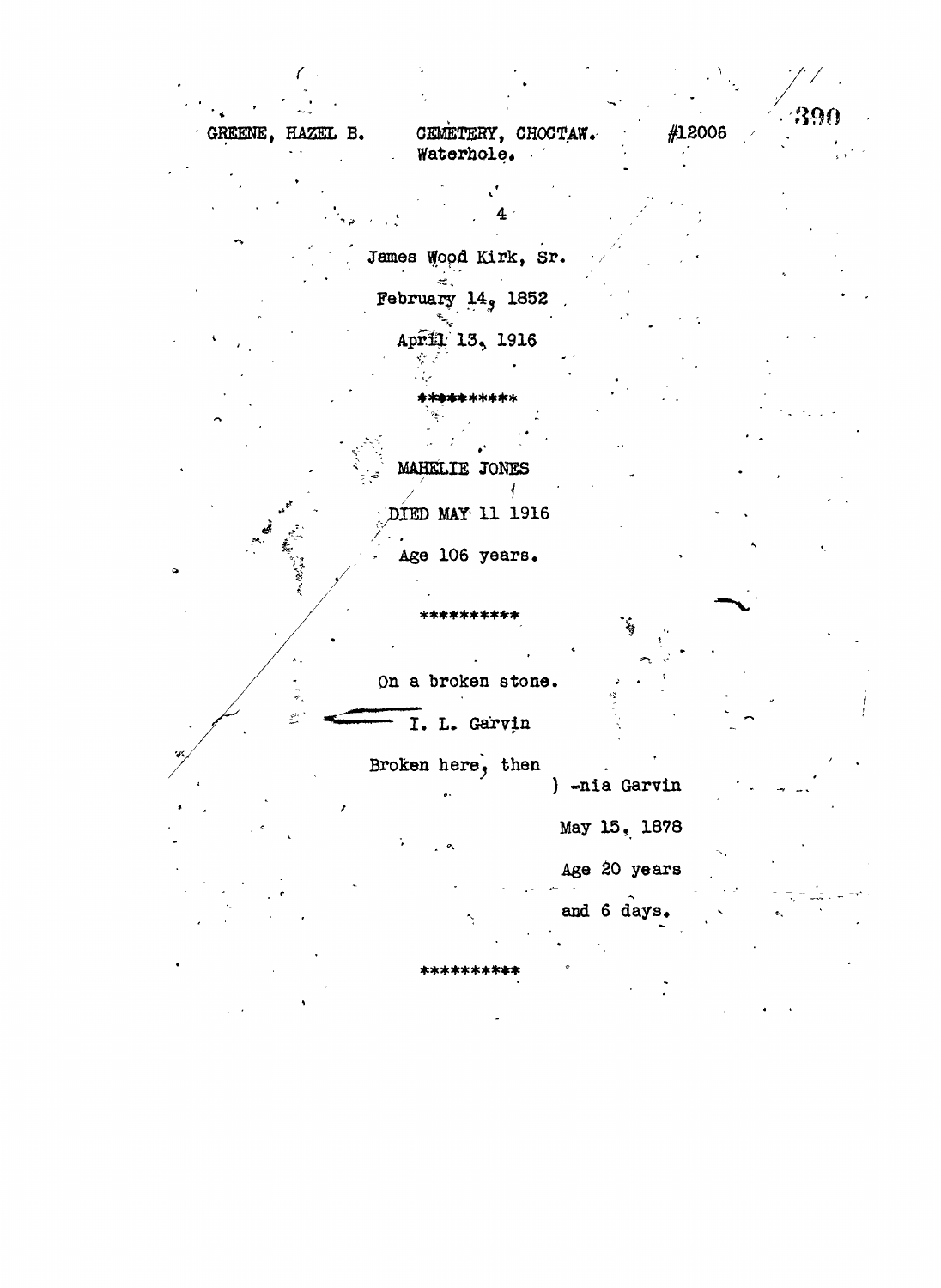GREENE, HAZEL B.    CEMETERY, CHOCTAW.    #12006
Waterhole.

4

James Wood Kirk, Sr.

February 14, 1852

April 13, 1916

**********

MAHELIE JONES

DIED MAY 11 1916

Age 106 years.

**********

On a broken stone.

I. L. Garvin

Broken here, then

) -nia Garvin

May 15, 1878

Age 20 years

and 6 days.

**********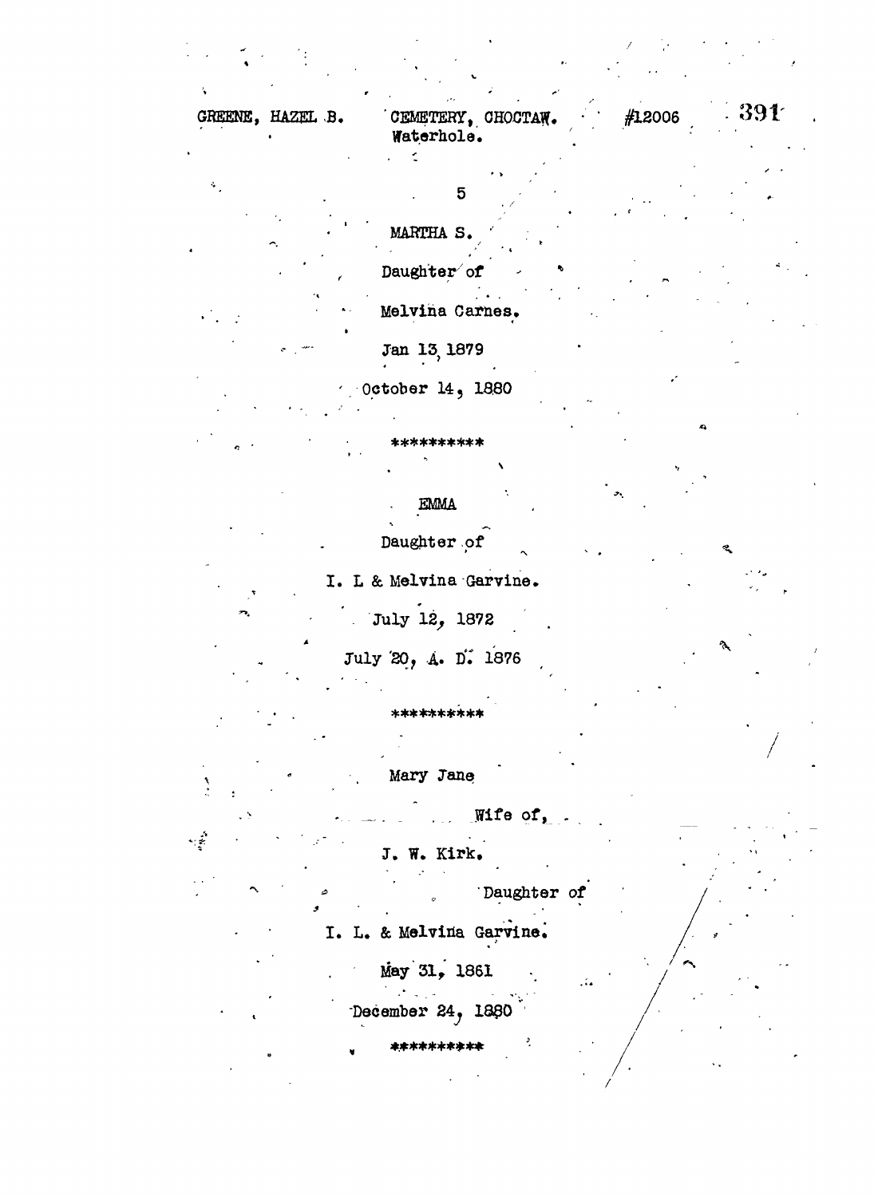GREENE, HAZEL B. CEMETERY, CHOCTAW. #12006 391
Waterhole.

5

MARTHA S.

Daughter of

Melvina Carnes.

Jan 13, 1879

October 14, 1880

**********

EMMA

Daughter of

I. L & Melvina Garvine.

July 12, 1872

July 20, A. D. 1876

**********

Mary Jane

Wife of,

J. W. Kirk.

Daughter of

I. L. & Melvina Garvine.

May 31, 1861

December 24, 1880

**********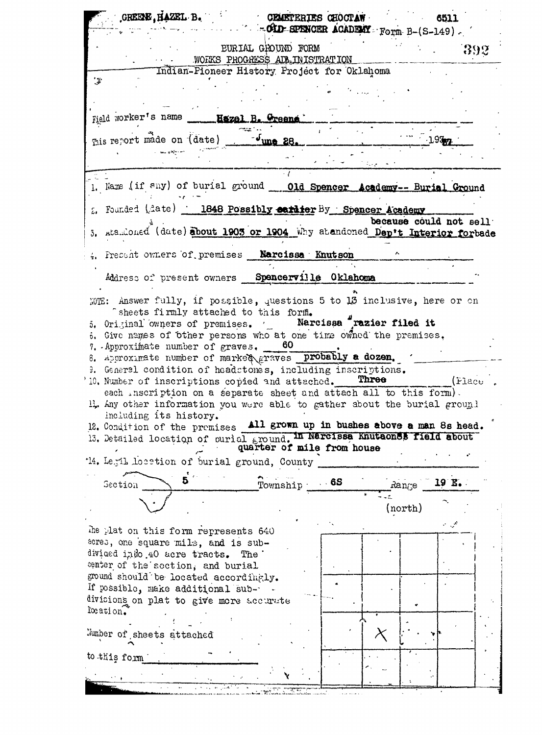GREENE, HAZEL B.    CEMETERIES CHOCTAW    6511

OLD SPENCER ACADEMY Form B-(S-149)

392

BURIAL GROUND FORM
WORKS PROGRESS ADMINISTRATION
Indian-Pioneer History Project for Oklahoma

Field worker's name Hazel B. Greene

This report made on (date) June 28, 1937

1. Name (if any) of burial ground Old Spencer Academy-- Burial Ground
2. Founded (date) 1848 Possibly earlier By Spencer Academy
3. Abandoned (date) about 1903 or 1904 Why abandoned Dep't Interior forbade because could not sell
4. Present owners of premises Narcissa Knutson

   Address of present owners Spencerville Oklahoma

NOTE: Answer fully, if possible, questions 5 to 13 inclusive, here or on sheets firmly attached to this form.

5. Original owners of premises. Narcissa Frazier filed it
6. Give names of other persons who at one time owned the premises.
7. Approximate number of graves. 60
8. Approximate number of marked graves probably a dozen.
9. General condition of headstones, including inscriptions.
10. Number of inscriptions copied and attached. Three (Place each inscription on a separate sheet and attach all to this form).
11. Any other information you were able to gather about the burial ground including its history.
12. Condition of the premises All grown up in bushes above a man's head.
13. Detailed location of burial ground. In Narcissa Knutson's field about quarter of mile from house
14. Legal location of burial ground, County

Section 5 Township 6S Range 19 E.

(north)

The plat on this form represents 640 acres, one square mile, and is subdivided into 40 acre tracts. The center of the section, and burial ground should be located accordingly. If possible, make additional subdivisions on plat to give more accurate location.

Number of sheets attached to this form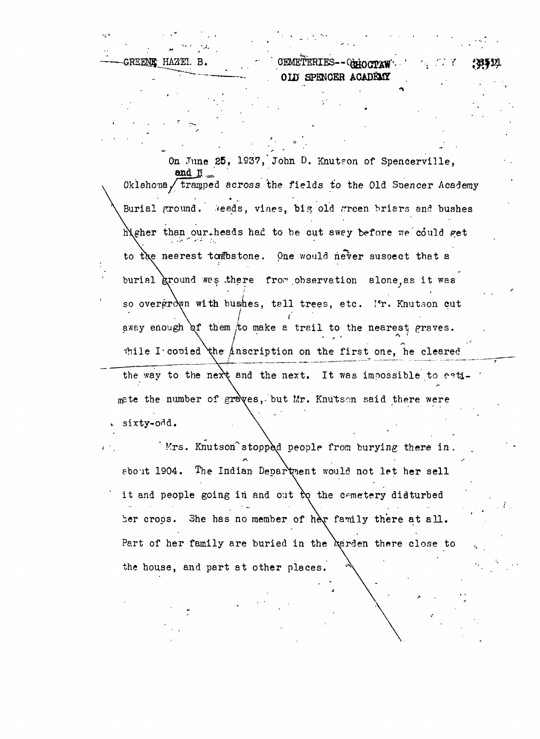GREENE, HAZEL B.

CEMETERIES--CHOCTAW
OLD SPENCER ACADEMY

On June 25, 1937, John D. Knutson of Spencerville, Oklahoma, and I tramped across the fields to the Old Spencer Academy Burial ground. Weeds, vines, big old green briars and bushes higher than our heads had to be cut away before we could get to the nearest tombstone. One would never suspect that a burial ground was there from observation alone, as it was so overgrown with bushes, tall trees, etc. Mr. Knutson cut away enough of them to make a trail to the nearest graves. While I copied the inscription on the first one, he cleared the way to the next and the next. It was impossible to estimate the number of graves, but Mr. Knutson said there were sixty-odd.

Mrs. Knutson stopped people from burying there in about 1904. The Indian Department would not let her sell it and people going in and out to the cemetery disturbed her crops. She has no member of her family there at all. Part of her family are buried in the garden there close to the house, and part at other places.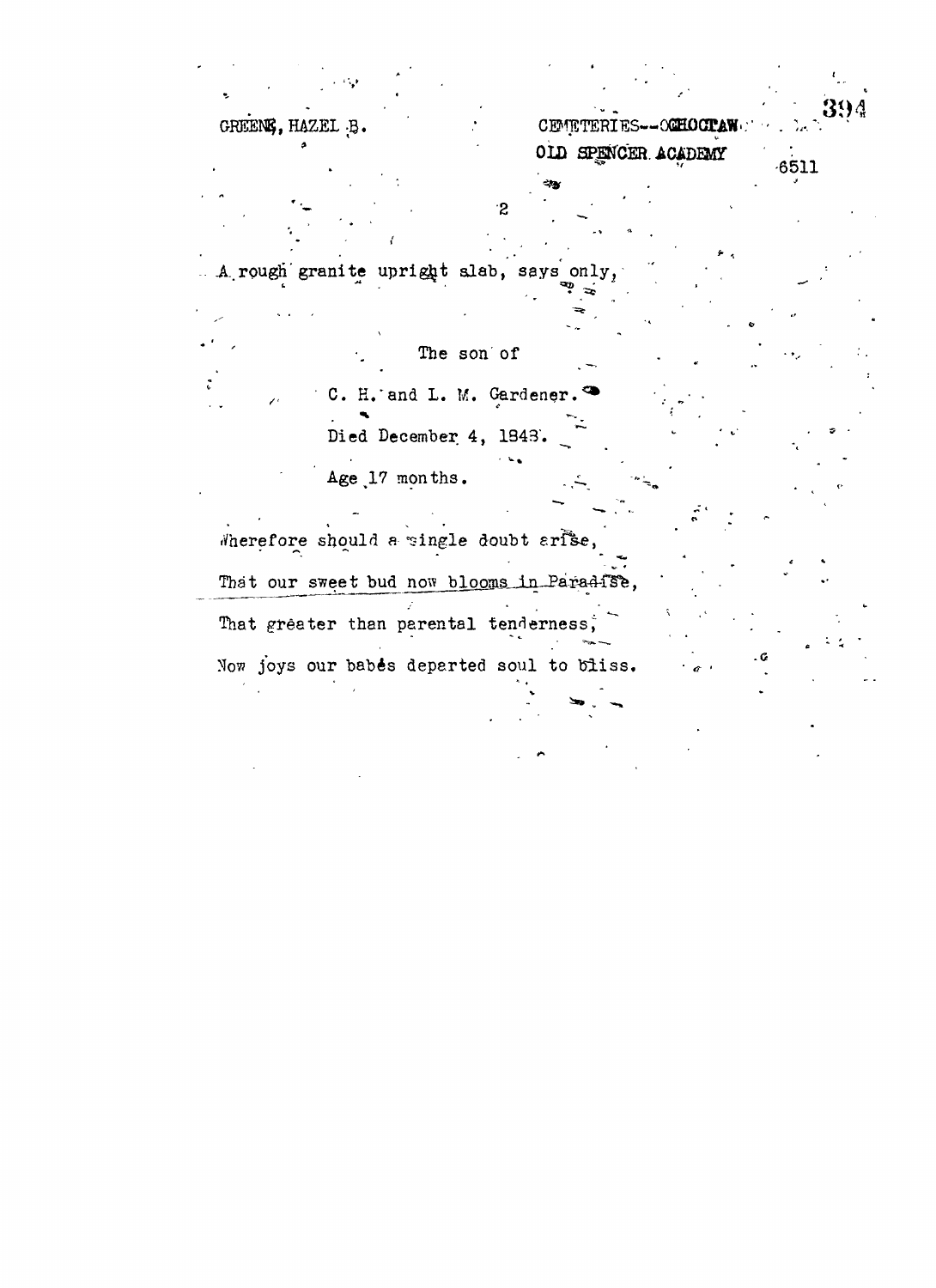A rough granite upright slab, says only,

The son of

C. H. and L. M. Gardener.

Died December 4, 1843.

Age 17 months.

Wherefore should a single doubt arise,

That our sweet bud now blooms in Paradise,

That greater than parental tenderness,

Now joys our babes departed soul to bliss.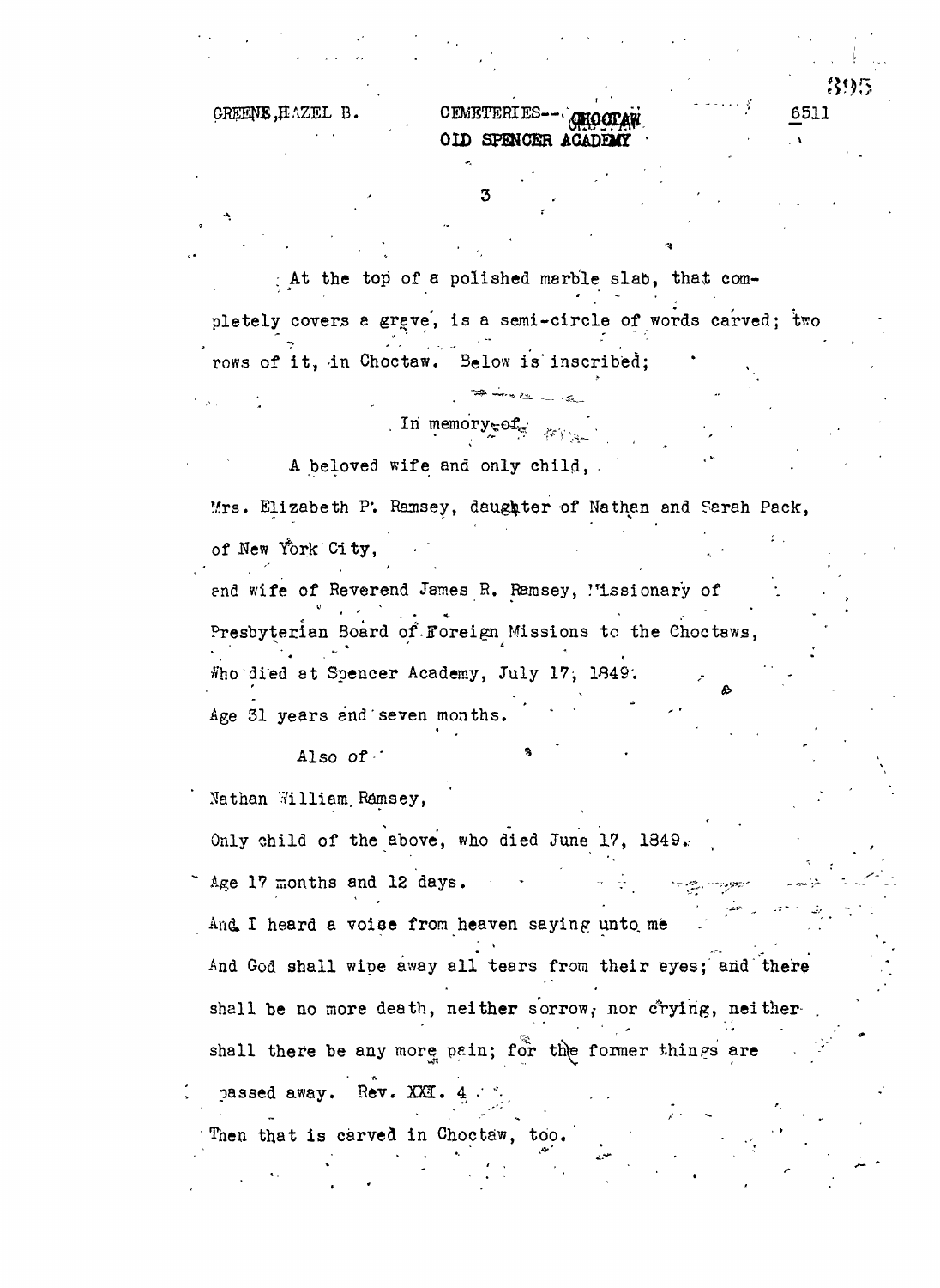At the top of a polished marble slab, that completely covers a grave, is a semi-circle of words carved; two rows of it, in Choctaw. Below is inscribed;

In memory of

A beloved wife and only child,

Mrs. Elizabeth P. Ramsey, daughter of Nathan and Sarah Pack, of New York City,

and wife of Reverend James R. Ramsey, Missionary of Presbyterian Board of Foreign Missions to the Choctaws, Who died at Spencer Academy, July 17, 1849.

Age 31 years and seven months.

Also of

Nathan William Ramsey,

Only child of the above, who died June 17, 1849.

Age 17 months and 12 days.

And I heard a voice from heaven saying unto me

And God shall wipe away all tears from their eyes; and there shall be no more death, neither sorrow, nor crying, neither shall there be any more pain; for the former things are passed away. Rev. XXI. 4

Then that is carved in Choctaw, too.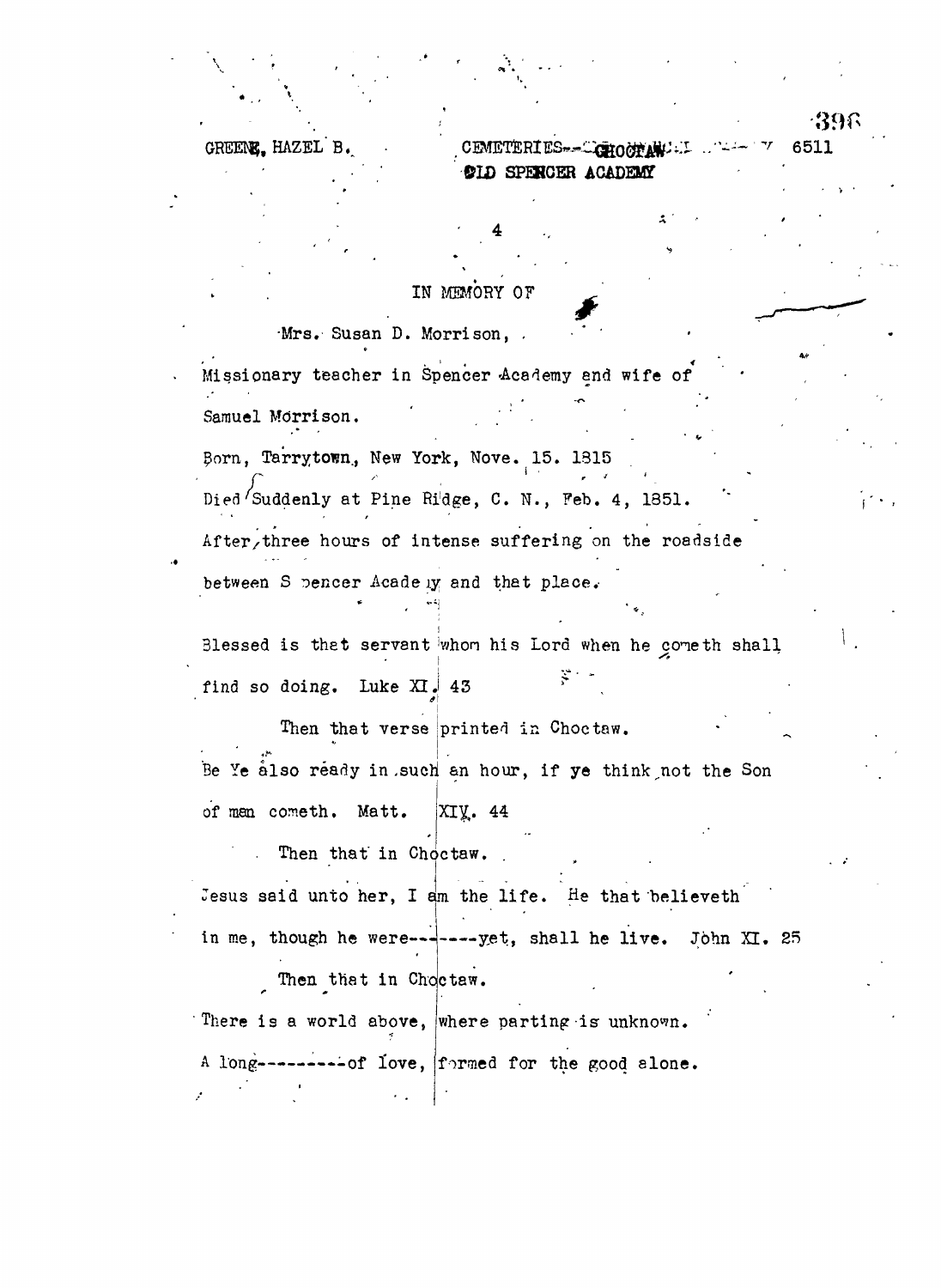GREENE, HAZEL B. CEMETERIES--CHOCTAW 6511
OLD SPENCER ACADEMY

4

IN MEMORY OF

Mrs. Susan D. Morrison,

Missionary teacher in Spencer Academy and wife of Samuel Morrison.

Born, Tarrytown, New York, Nove. 15. 1815

Died Suddenly at Pine Ridge, C. N., Feb. 4, 1851.

After three hours of intense suffering on the roadside between Spencer Academy and that place.

Blessed is that servant whom his Lord when he cometh shall find so doing. Luke XI. 43

Then that verse printed in Choctaw.

Be Ye also ready in such an hour, if ye think not the Son of men cometh. Matt. XIV. 44

Then that in Choctaw.

Jesus said unto her, I am the life. He that believeth in me, though he were--------yet, shall he live. John XI. 25

Then that in Choctaw.

There is a world above, where parting is unknown.
A long---------of love, formed for the good alone.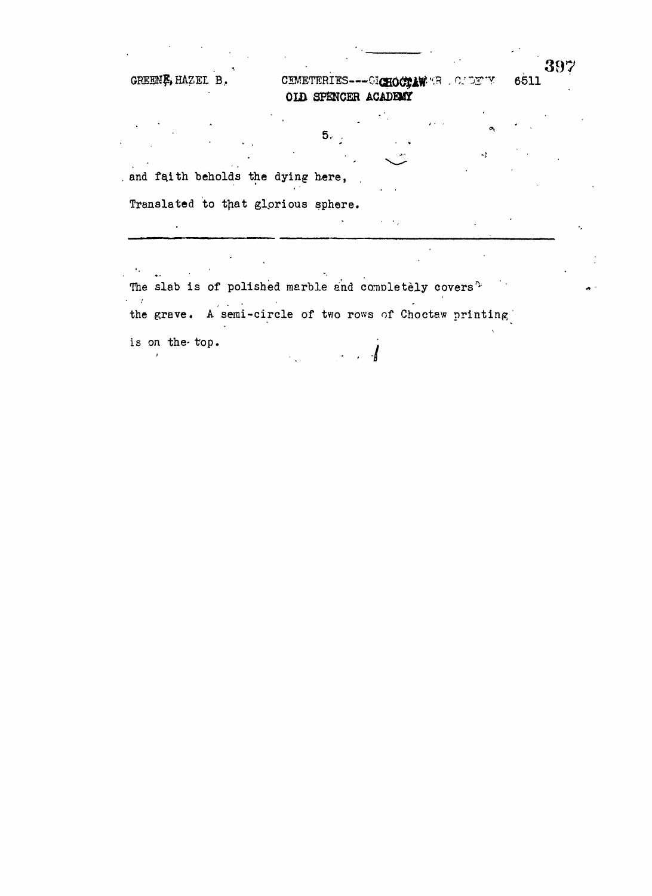and faith beholds the dying here,

Translated to that glorious sphere.

---

The slab is of polished marble and completely covers the grave. A semi-circle of two rows of Choctaw printing is on the top.